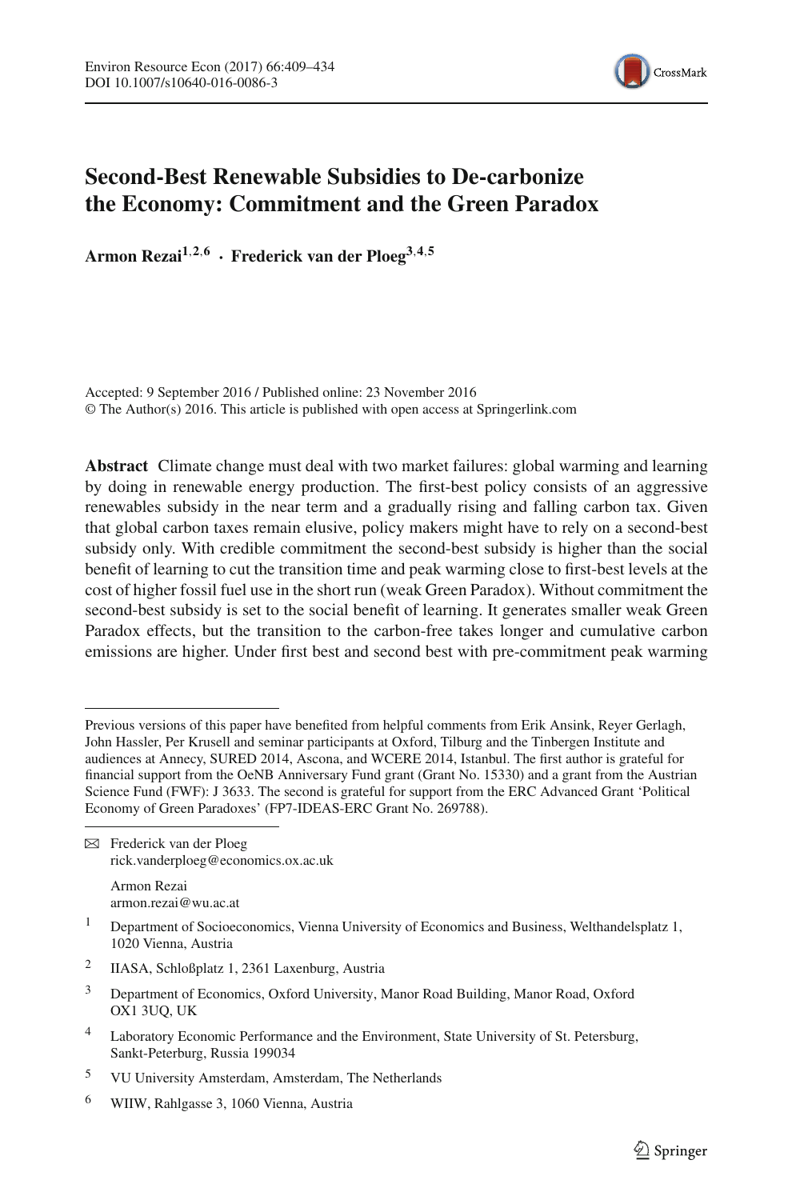// Second-Best Renewable Subsidies to De-carbonize the Economy: Commitment and the Green Paradox

# Second-Best Renewable Subsidies to De-carbonize the Economy: Commitment and the Green Paradox

**Armon Rezai**[1,2,6] · **Frederick van der Ploeg**[3,4,5]

Accepted: 9 September 2016 / Published online: 23 November 2016
© The Author(s) 2016. This article is published with open access at Springerlink.com

**Abstract** Climate change must deal with two market failures: global warming and learning by doing in renewable energy production. The first-best policy consists of an aggressive renewables subsidy in the near term and a gradually rising and falling carbon tax. Given that global carbon taxes remain elusive, policy makers might have to rely on a second-best subsidy only. With credible commitment the second-best subsidy is higher than the social benefit of learning to cut the transition time and peak warming close to first-best levels at the cost of higher fossil fuel use in the short run (weak Green Paradox). Without commitment the second-best subsidy is set to the social benefit of learning. It generates smaller weak Green Paradox effects, but the transition to the carbon-free takes longer and cumulative carbon emissions are higher. Under first best and second best with pre-commitment peak warming

---

Previous versions of this paper have benefited from helpful comments from Erik Ansink, Reyer Gerlagh, John Hassler, Per Krusell and seminar participants at Oxford, Tilburg and the Tinbergen Institute and audiences at Annecy, SURED 2014, Ascona, and WCERE 2014, Istanbul. The first author is grateful for financial support from the OeNB Anniversary Fund grant (Grant No. 15330) and a grant from the Austrian Science Fund (FWF): J 3633. The second is grateful for support from the ERC Advanced Grant 'Political Economy of Green Paradoxes' (FP7-IDEAS-ERC Grant No. 269788).

✉ Frederick van der Ploeg
rick.vanderploeg@economics.ox.ac.uk

Armon Rezai
armon.rezai@wu.ac.at

[1] Department of Socioeconomics, Vienna University of Economics and Business, Welthandelsplatz 1, 1020 Vienna, Austria

[2] IIASA, Schloßplatz 1, 2361 Laxenburg, Austria

[3] Department of Economics, Oxford University, Manor Road Building, Manor Road, Oxford OX1 3UQ, UK

[4] Laboratory Economic Performance and the Environment, State University of St. Petersburg, Sankt-Peterburg, Russia 199034

[5] VU University Amsterdam, Amsterdam, The Netherlands

[6] WIIW, Rahlgasse 3, 1060 Vienna, Austria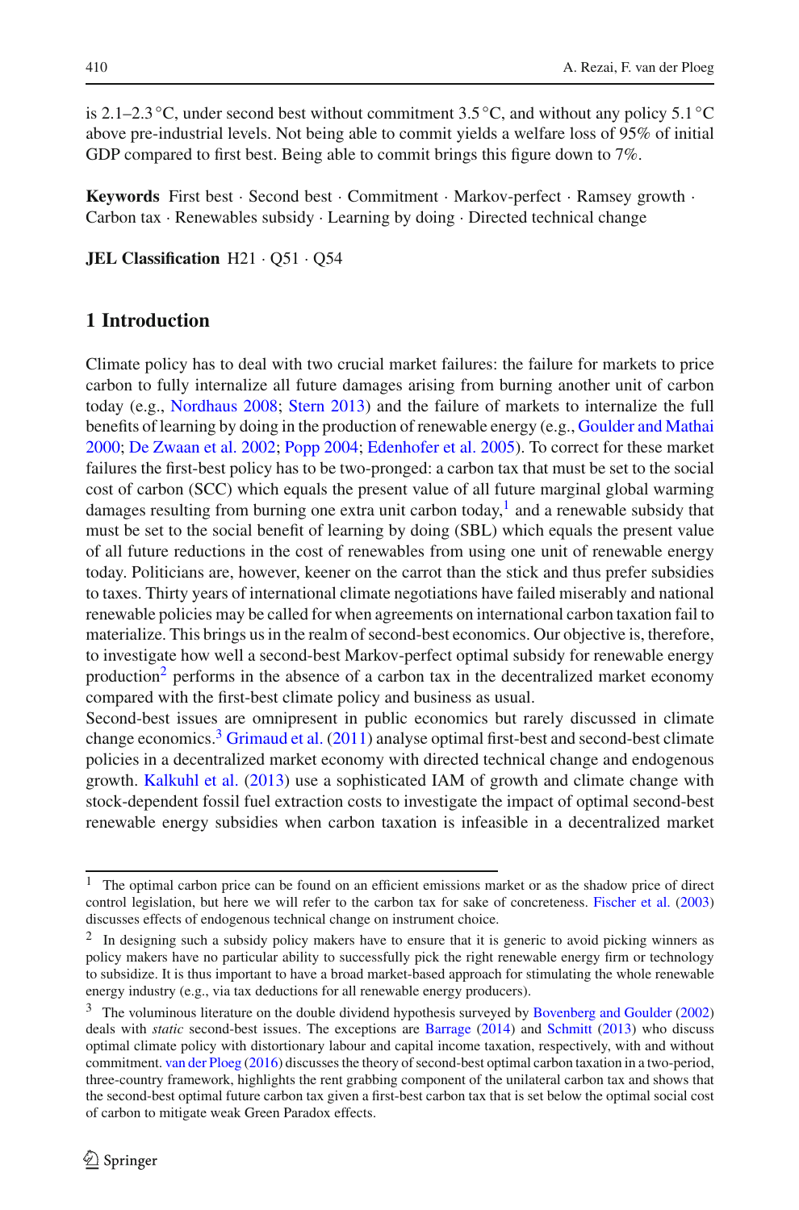is 2.1–2.3 °C, under second best without commitment 3.5 °C, and without any policy 5.1 °C above pre-industrial levels. Not being able to commit yields a welfare loss of 95% of initial GDP compared to first best. Being able to commit brings this figure down to 7%.

**Keywords** First best · Second best · Commitment · Markov-perfect · Ramsey growth · Carbon tax · Renewables subsidy · Learning by doing · Directed technical change

**JEL Classification** H21 · Q51 · Q54

## 1 Introduction

Climate policy has to deal with two crucial market failures: the failure for markets to price carbon to fully internalize all future damages arising from burning another unit of carbon today (e.g., Nordhaus 2008; Stern 2013) and the failure of markets to internalize the full benefits of learning by doing in the production of renewable energy (e.g., Goulder and Mathai 2000; De Zwaan et al. 2002; Popp 2004; Edenhofer et al. 2005). To correct for these market failures the first-best policy has to be two-pronged: a carbon tax that must be set to the social cost of carbon (SCC) which equals the present value of all future marginal global warming damages resulting from burning one extra unit carbon today,[1] and a renewable subsidy that must be set to the social benefit of learning by doing (SBL) which equals the present value of all future reductions in the cost of renewables from using one unit of renewable energy today. Politicians are, however, keener on the carrot than the stick and thus prefer subsidies to taxes. Thirty years of international climate negotiations have failed miserably and national renewable policies may be called for when agreements on international carbon taxation fail to materialize. This brings us in the realm of second-best economics. Our objective is, therefore, to investigate how well a second-best Markov-perfect optimal subsidy for renewable energy production[2] performs in the absence of a carbon tax in the decentralized market economy compared with the first-best climate policy and business as usual.

Second-best issues are omnipresent in public economics but rarely discussed in climate change economics.[3] Grimaud et al. (2011) analyse optimal first-best and second-best climate policies in a decentralized market economy with directed technical change and endogenous growth. Kalkuhl et al. (2013) use a sophisticated IAM of growth and climate change with stock-dependent fossil fuel extraction costs to investigate the impact of optimal second-best renewable energy subsidies when carbon taxation is infeasible in a decentralized market

---

[1] The optimal carbon price can be found on an efficient emissions market or as the shadow price of direct control legislation, but here we will refer to the carbon tax for sake of concreteness. Fischer et al. (2003) discusses effects of endogenous technical change on instrument choice.

[2] In designing such a subsidy policy makers have to ensure that it is generic to avoid picking winners as policy makers have no particular ability to successfully pick the right renewable energy firm or technology to subsidize. It is thus important to have a broad market-based approach for stimulating the whole renewable energy industry (e.g., via tax deductions for all renewable energy producers).

[3] The voluminous literature on the double dividend hypothesis surveyed by Bovenberg and Goulder (2002) deals with *static* second-best issues. The exceptions are Barrage (2014) and Schmitt (2013) who discuss optimal climate policy with distortionary labour and capital income taxation, respectively, with and without commitment. van der Ploeg (2016) discusses the theory of second-best optimal carbon taxation in a two-period, three-country framework, highlights the rent grabbing component of the unilateral carbon tax and shows that the second-best optimal future carbon tax given a first-best carbon tax that is set below the optimal social cost of carbon to mitigate weak Green Paradox effects.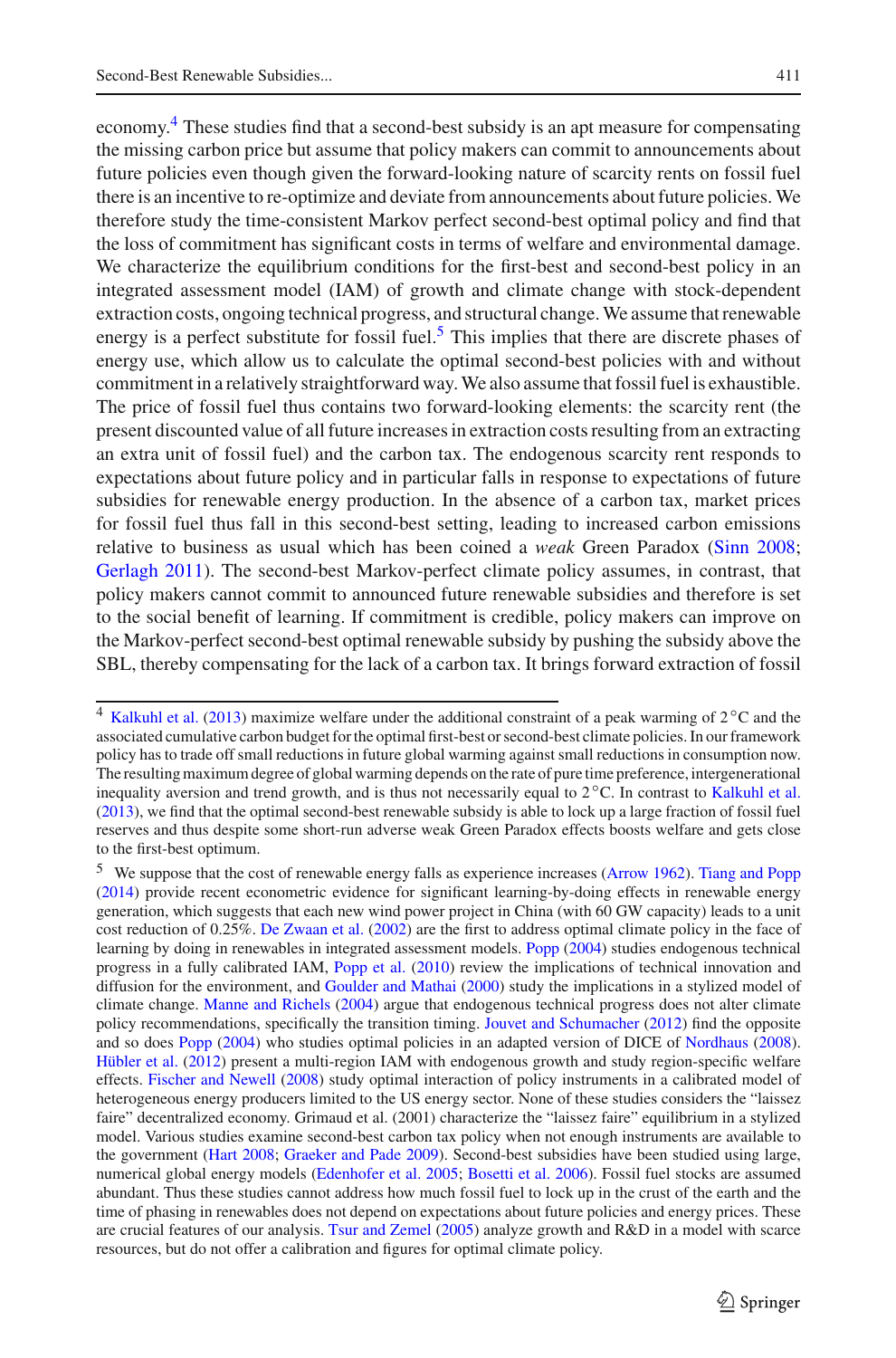economy.[4] These studies find that a second-best subsidy is an apt measure for compensating the missing carbon price but assume that policy makers can commit to announcements about future policies even though given the forward-looking nature of scarcity rents on fossil fuel there is an incentive to re-optimize and deviate from announcements about future policies. We therefore study the time-consistent Markov perfect second-best optimal policy and find that the loss of commitment has significant costs in terms of welfare and environmental damage. We characterize the equilibrium conditions for the first-best and second-best policy in an integrated assessment model (IAM) of growth and climate change with stock-dependent extraction costs, ongoing technical progress, and structural change. We assume that renewable energy is a perfect substitute for fossil fuel.[5] This implies that there are discrete phases of energy use, which allow us to calculate the optimal second-best policies with and without commitment in a relatively straightforward way. We also assume that fossil fuel is exhaustible. The price of fossil fuel thus contains two forward-looking elements: the scarcity rent (the present discounted value of all future increases in extraction costs resulting from an extracting an extra unit of fossil fuel) and the carbon tax. The endogenous scarcity rent responds to expectations about future policy and in particular falls in response to expectations of future subsidies for renewable energy production. In the absence of a carbon tax, market prices for fossil fuel thus fall in this second-best setting, leading to increased carbon emissions relative to business as usual which has been coined a *weak* Green Paradox (Sinn 2008; Gerlagh 2011). The second-best Markov-perfect climate policy assumes, in contrast, that policy makers cannot commit to announced future renewable subsidies and therefore is set to the social benefit of learning. If commitment is credible, policy makers can improve on the Markov-perfect second-best optimal renewable subsidy by pushing the subsidy above the SBL, thereby compensating for the lack of a carbon tax. It brings forward extraction of fossil

[4] Kalkuhl et al. (2013) maximize welfare under the additional constraint of a peak warming of 2 °C and the associated cumulative carbon budget for the optimal first-best or second-best climate policies. In our framework policy has to trade off small reductions in future global warming against small reductions in consumption now. The resulting maximum degree of global warming depends on the rate of pure time preference, intergenerational inequality aversion and trend growth, and is thus not necessarily equal to 2 °C. In contrast to Kalkuhl et al. (2013), we find that the optimal second-best renewable subsidy is able to lock up a large fraction of fossil fuel reserves and thus despite some short-run adverse weak Green Paradox effects boosts welfare and gets close to the first-best optimum.

[5] We suppose that the cost of renewable energy falls as experience increases (Arrow 1962). Tiang and Popp (2014) provide recent econometric evidence for significant learning-by-doing effects in renewable energy generation, which suggests that each new wind power project in China (with 60 GW capacity) leads to a unit cost reduction of 0.25%. De Zwaan et al. (2002) are the first to address optimal climate policy in the face of learning by doing in renewables in integrated assessment models. Popp (2004) studies endogenous technical progress in a fully calibrated IAM, Popp et al. (2010) review the implications of technical innovation and diffusion for the environment, and Goulder and Mathai (2000) study the implications in a stylized model of climate change. Manne and Richels (2004) argue that endogenous technical progress does not alter climate policy recommendations, specifically the transition timing. Jouvet and Schumacher (2012) find the opposite and so does Popp (2004) who studies optimal policies in an adapted version of DICE of Nordhaus (2008). Hübler et al. (2012) present a multi-region IAM with endogenous growth and study region-specific welfare effects. Fischer and Newell (2008) study optimal interaction of policy instruments in a calibrated model of heterogeneous energy producers limited to the US energy sector. None of these studies considers the "laissez faire" decentralized economy. Grimaud et al. (2001) characterize the "laissez faire" equilibrium in a stylized model. Various studies examine second-best carbon tax policy when not enough instruments are available to the government (Hart 2008; Graeker and Pade 2009). Second-best subsidies have been studied using large, numerical global energy models (Edenhofer et al. 2005; Bosetti et al. 2006). Fossil fuel stocks are assumed abundant. Thus these studies cannot address how much fossil fuel to lock up in the crust of the earth and the time of phasing in renewables does not depend on expectations about future policies and energy prices. These are crucial features of our analysis. Tsur and Zemel (2005) analyze growth and R&D in a model with scarce resources, but do not offer a calibration and figures for optimal climate policy.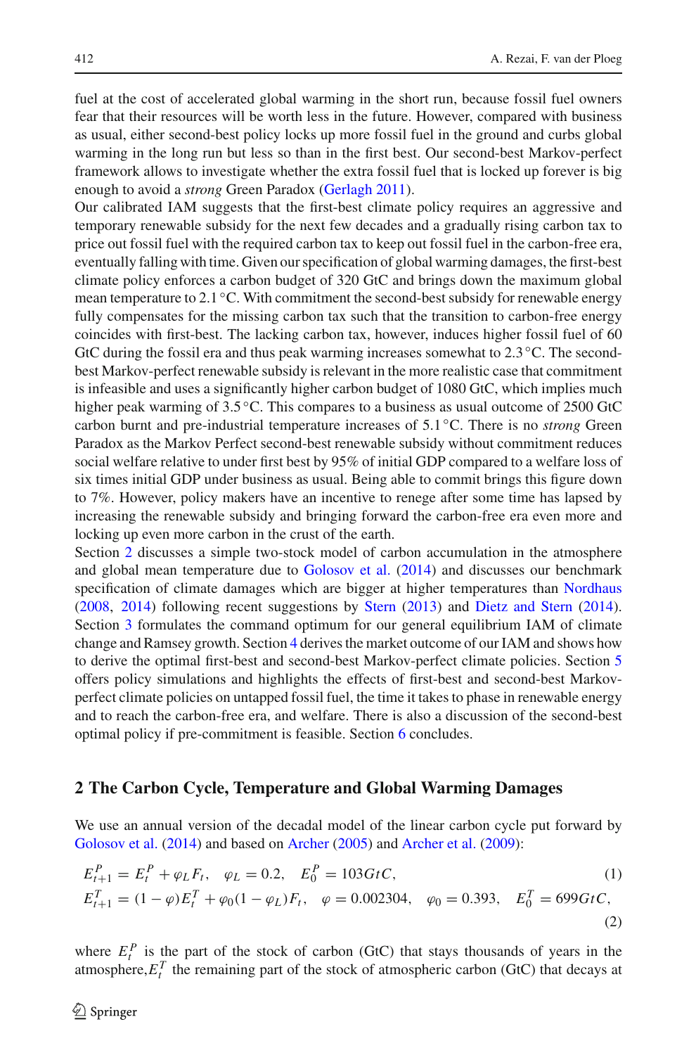fuel at the cost of accelerated global warming in the short run, because fossil fuel owners fear that their resources will be worth less in the future. However, compared with business as usual, either second-best policy locks up more fossil fuel in the ground and curbs global warming in the long run but less so than in the first best. Our second-best Markov-perfect framework allows to investigate whether the extra fossil fuel that is locked up forever is big enough to avoid a *strong* Green Paradox (Gerlagh 2011).

Our calibrated IAM suggests that the first-best climate policy requires an aggressive and temporary renewable subsidy for the next few decades and a gradually rising carbon tax to price out fossil fuel with the required carbon tax to keep out fossil fuel in the carbon-free era, eventually falling with time. Given our specification of global warming damages, the first-best climate policy enforces a carbon budget of 320 GtC and brings down the maximum global mean temperature to 2.1 °C. With commitment the second-best subsidy for renewable energy fully compensates for the missing carbon tax such that the transition to carbon-free energy coincides with first-best. The lacking carbon tax, however, induces higher fossil fuel of 60 GtC during the fossil era and thus peak warming increases somewhat to 2.3 °C. The second-best Markov-perfect renewable subsidy is relevant in the more realistic case that commitment is infeasible and uses a significantly higher carbon budget of 1080 GtC, which implies much higher peak warming of 3.5 °C. This compares to a business as usual outcome of 2500 GtC carbon burnt and pre-industrial temperature increases of 5.1 °C. There is no *strong* Green Paradox as the Markov Perfect second-best renewable subsidy without commitment reduces social welfare relative to under first best by 95% of initial GDP compared to a welfare loss of six times initial GDP under business as usual. Being able to commit brings this figure down to 7%. However, policy makers have an incentive to renege after some time has lapsed by increasing the renewable subsidy and bringing forward the carbon-free era even more and locking up even more carbon in the crust of the earth.

Section 2 discusses a simple two-stock model of carbon accumulation in the atmosphere and global mean temperature due to Golosov et al. (2014) and discusses our benchmark specification of climate damages which are bigger at higher temperatures than Nordhaus (2008, 2014) following recent suggestions by Stern (2013) and Dietz and Stern (2014). Section 3 formulates the command optimum for our general equilibrium IAM of climate change and Ramsey growth. Section 4 derives the market outcome of our IAM and shows how to derive the optimal first-best and second-best Markov-perfect climate policies. Section 5 offers policy simulations and highlights the effects of first-best and second-best Markov-perfect climate policies on untapped fossil fuel, the time it takes to phase in renewable energy and to reach the carbon-free era, and welfare. There is also a discussion of the second-best optimal policy if pre-commitment is feasible. Section 6 concludes.

## 2 The Carbon Cycle, Temperature and Global Warming Damages

We use an annual version of the decadal model of the linear carbon cycle put forward by Golosov et al. (2014) and based on Archer (2005) and Archer et al. (2009):

$$E_{t+1}^P = E_t^P + \varphi_L F_t, \quad \varphi_L = 0.2, \quad E_0^P = 103GtC, \tag{1}$$

$$E_{t+1}^T = (1-\varphi)E_t^T + \varphi_0(1-\varphi_L)F_t, \quad \varphi = 0.002304, \quad \varphi_0 = 0.393, \quad E_0^T = 699GtC, \tag{2}$$

where $E_t^P$ is the part of the stock of carbon (GtC) that stays thousands of years in the atmosphere, $E_t^T$ the remaining part of the stock of atmospheric carbon (GtC) that decays at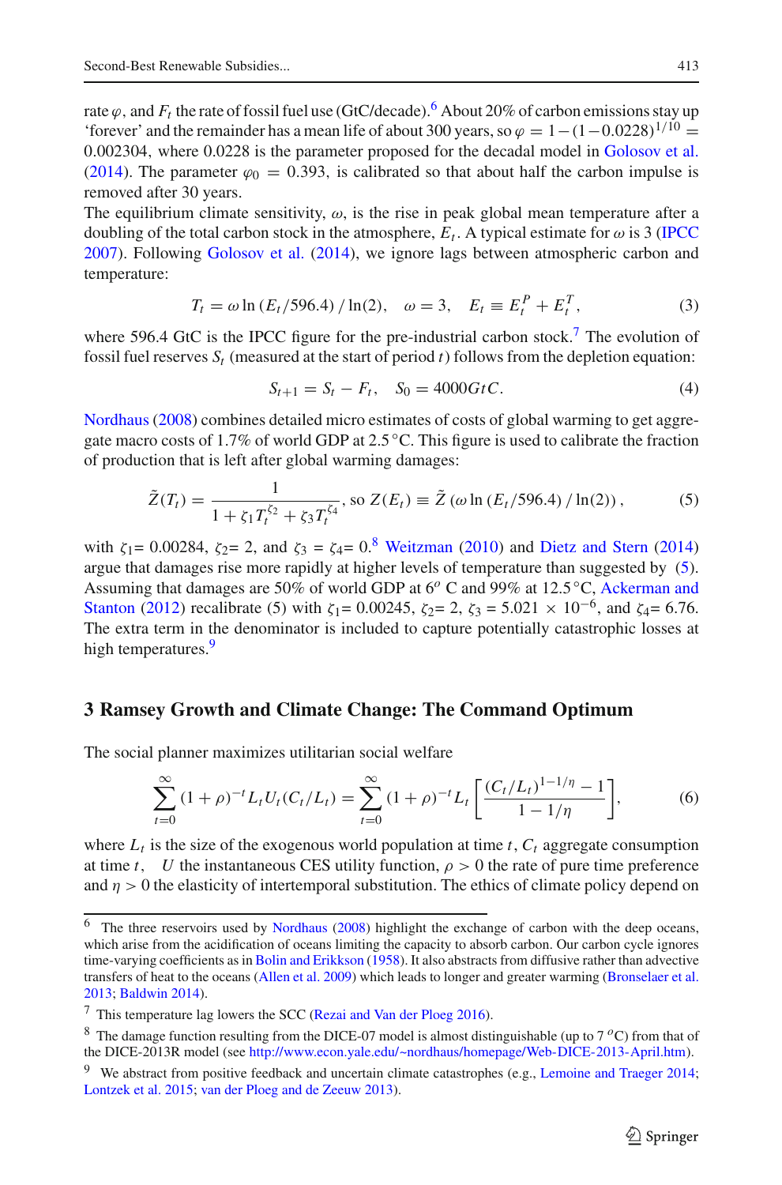rate $\varphi$, and $F_t$ the rate of fossil fuel use (GtC/decade).[6] About 20% of carbon emissions stay up 'forever' and the remainder has a mean life of about 300 years, so $\varphi = 1-(1-0.0228)^{1/10} = 0.002304$, where 0.0228 is the parameter proposed for the decadal model in Golosov et al. (2014). The parameter $\varphi_0 = 0.393$, is calibrated so that about half the carbon impulse is removed after 30 years.

The equilibrium climate sensitivity, $\omega$, is the rise in peak global mean temperature after a doubling of the total carbon stock in the atmosphere, $E_t$. A typical estimate for $\omega$ is 3 (IPCC 2007). Following Golosov et al. (2014), we ignore lags between atmospheric carbon and temperature:

$$T_t = \omega \ln\left(E_t/596.4\right)/\ln(2), \quad \omega = 3, \quad E_t \equiv E_t^P + E_t^T, \tag{3}$$

where 596.4 GtC is the IPCC figure for the pre-industrial carbon stock.[7] The evolution of fossil fuel reserves $S_t$ (measured at the start of period $t$) follows from the depletion equation:

$$S_{t+1} = S_t - F_t, \quad S_0 = 4000GtC. \tag{4}$$

Nordhaus (2008) combines detailed micro estimates of costs of global warming to get aggregate macro costs of 1.7% of world GDP at 2.5 °C. This figure is used to calibrate the fraction of production that is left after global warming damages:

$$\tilde{Z}(T_t) = \frac{1}{1+\zeta_1 T_t^{\zeta_2} + \zeta_3 T_t^{\zeta_4}}, \text{ so } Z(E_t) \equiv \tilde{Z}\left(\omega \ln\left(E_t/596.4\right)/\ln(2)\right), \tag{5}$$

with $\zeta_1 = 0.00284$, $\zeta_2 = 2$, and $\zeta_3 = \zeta_4 = 0$.[8] Weitzman (2010) and Dietz and Stern (2014) argue that damages rise more rapidly at higher levels of temperature than suggested by (5). Assuming that damages are 50% of world GDP at $6^o$ C and 99% at 12.5 °C, Ackerman and Stanton (2012) recalibrate (5) with $\zeta_1 = 0.00245$, $\zeta_2 = 2$, $\zeta_3 = 5.021 \times 10^{-6}$, and $\zeta_4 = 6.76$. The extra term in the denominator is included to capture potentially catastrophic losses at high temperatures.[9]

## 3 Ramsey Growth and Climate Change: The Command Optimum

The social planner maximizes utilitarian social welfare

$$\sum_{t=0}^{\infty}(1+\rho)^{-t} L_t U_t(C_t/L_t) = \sum_{t=0}^{\infty}(1+\rho)^{-t} L_t \left[\frac{(C_t/L_t)^{1-1/\eta}-1}{1-1/\eta}\right], \tag{6}$$

where $L_t$ is the size of the exogenous world population at time $t$, $C_t$ aggregate consumption at time $t$, $U$ the instantaneous CES utility function, $\rho > 0$ the rate of pure time preference and $\eta > 0$ the elasticity of intertemporal substitution. The ethics of climate policy depend on

---

[6] The three reservoirs used by Nordhaus (2008) highlight the exchange of carbon with the deep oceans, which arise from the acidification of oceans limiting the capacity to absorb carbon. Our carbon cycle ignores time-varying coefficients as in Bolin and Erikkson (1958). It also abstracts from diffusive rather than advective transfers of heat to the oceans (Allen et al. 2009) which leads to longer and greater warming (Bronselaer et al. 2013; Baldwin 2014).

[7] This temperature lag lowers the SCC (Rezai and Van der Ploeg 2016).

[8] The damage function resulting from the DICE-07 model is almost distinguishable (up to 7 $^oC$) from that of the DICE-2013R model (see http://www.econ.yale.edu/~nordhaus/homepage/Web-DICE-2013-April.htm).

[9] We abstract from positive feedback and uncertain climate catastrophes (e.g., Lemoine and Traeger 2014; Lontzek et al. 2015; van der Ploeg and de Zeeuw 2013).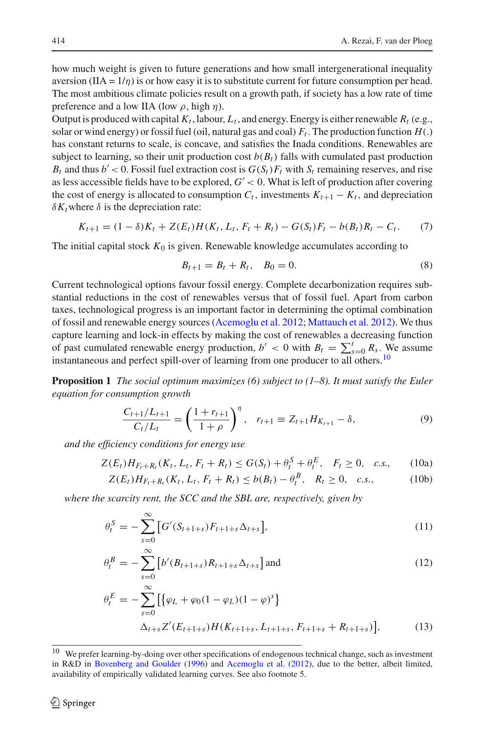how much weight is given to future generations and how small intergenerational inequality aversion (IIA = $1/\eta$) is or how easy it is to substitute current for future consumption per head. The most ambitious climate policies result on a growth path, if society has a low rate of time preference and a low IIA (low $\rho$, high $\eta$).

Output is produced with capital $K_t$, labour, $L_t$, and energy. Energy is either renewable $R_t$ (e.g., solar or wind energy) or fossil fuel (oil, natural gas and coal) $F_t$. The production function $H(.)$ has constant returns to scale, is concave, and satisfies the Inada conditions. Renewables are subject to learning, so their unit production cost $b(B_t)$ falls with cumulated past production $B_t$ and thus $b' < 0$. Fossil fuel extraction cost is $G(S_t)F_t$ with $S_t$ remaining reserves, and rise as less accessible fields have to be explored, $G' < 0$. What is left of production after covering the cost of energy is allocated to consumption $C_t$, investments $K_{t+1} - K_t$, and depreciation $\delta K_t$ where $\delta$ is the depreciation rate:

$$K_{t+1} = (1-\delta)K_t + Z(E_t)H(K_t, L_t, F_t + R_t) - G(S_t)F_t - b(B_t)R_t - C_t. \tag{7}$$

The initial capital stock $K_0$ is given. Renewable knowledge accumulates according to

$$B_{t+1} = B_t + R_t, \quad B_0 = 0. \tag{8}$$

Current technological options favour fossil energy. Complete decarbonization requires substantial reductions in the cost of renewables versus that of fossil fuel. Apart from carbon taxes, technological progress is an important factor in determining the optimal combination of fossil and renewable energy sources (Acemoglu et al. 2012; Mattauch et al. 2012). We thus capture learning and lock-in effects by making the cost of renewables a decreasing function of past cumulated renewable energy production, $b' < 0$ with $B_t = \sum_{s=0}^{t} R_s$. We assume instantaneous and perfect spill-over of learning from one producer to all others.[10]

**Proposition 1** *The social optimum maximizes (6) subject to (1–8). It must satisfy the Euler equation for consumption growth*

$$\frac{C_{t+1}/L_{t+1}}{C_t/L_t} = \left(\frac{1+r_{t+1}}{1+\rho}\right)^{\eta}, \quad r_{t+1} \equiv Z_{t+1}H_{K_{t+1}} - \delta, \tag{9}$$

*and the efficiency conditions for energy use*

$$Z(E_t)H_{F_t+R_t}(K_t, L_t, F_t + R_t) \le G(S_t) + \theta_t^S + \theta_t^E, \quad F_t \ge 0, \quad c.s., \tag{10a}$$

$$Z(E_t)H_{F_t+R_t}(K_t, L_t, F_t + R_t) \le b(B_t) - \theta_t^B, \quad R_t \ge 0, \quad c.s., \tag{10b}$$

*where the scarcity rent, the SCC and the SBL are, respectively, given by*

$$\theta_t^S = -\sum_{s=0}^{\infty}\left[G'(S_{t+1+s})F_{t+1+s}\Delta_{t+s}\right], \tag{11}$$

$$\theta_t^B = -\sum_{s=0}^{\infty}\left[b'(B_{t+1+s})R_{t+1+s}\Delta_{t+s}\right] \text{ and} \tag{12}$$

$$\theta_t^E = -\sum_{s=0}^{\infty}\left[\left\{\varphi_L + \varphi_0(1-\varphi_L)(1-\varphi)^s\right\} \Delta_{t+s}Z'(E_{t+1+s})H(K_{t+1+s}, L_{t+1+s}, F_{t+1+s} + R_{t+1+s})\right], \tag{13}$$

[10] We prefer learning-by-doing over other specifications of endogenous technical change, such as investment in R&D in Bovenberg and Goulder (1996) and Acemoglu et al. (2012), due to the better, albeit limited, availability of empirically validated learning curves. See also footnote 5.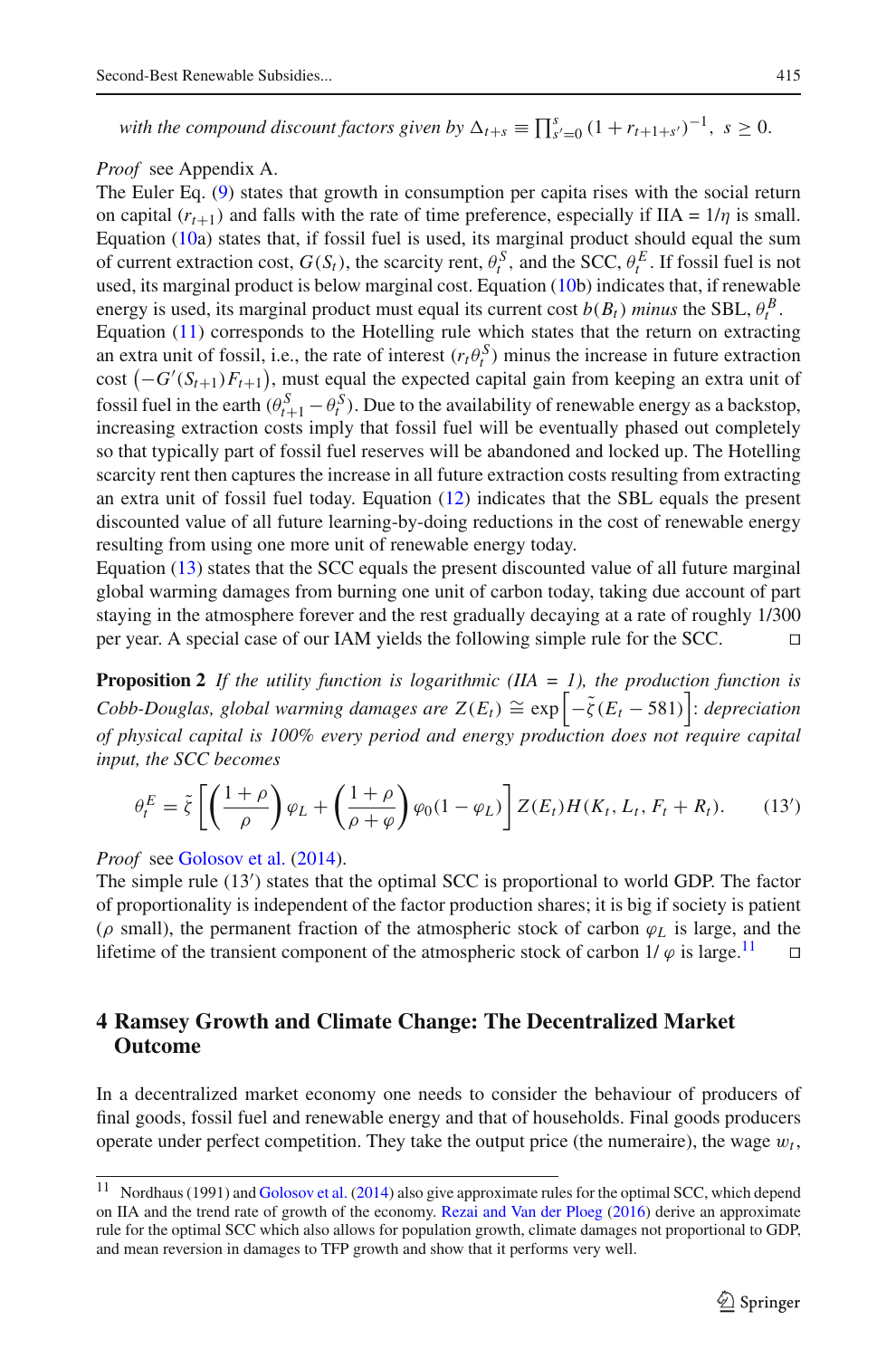*with the compound discount factors given by* $\Delta_{t+s} \equiv \prod_{s'=0}^{s}(1+r_{t+1+s'})^{-1},\ s \geq 0.$

*Proof* see Appendix A.

The Euler Eq. (9) states that growth in consumption per capita rises with the social return on capital ($r_{t+1}$) and falls with the rate of time preference, especially if IIA = $1/\eta$ is small. Equation (10a) states that, if fossil fuel is used, its marginal product should equal the sum of current extraction cost, $G(S_t)$, the scarcity rent, $\theta_t^S$, and the SCC, $\theta_t^E$. If fossil fuel is not used, its marginal product is below marginal cost. Equation (10b) indicates that, if renewable energy is used, its marginal product must equal its current cost $b(B_t)$ *minus* the SBL, $\theta_t^B$.

Equation (11) corresponds to the Hotelling rule which states that the return on extracting an extra unit of fossil, i.e., the rate of interest ($r_t\theta_t^S$) minus the increase in future extraction cost $\left(-G'(S_{t+1})F_{t+1}\right)$, must equal the expected capital gain from keeping an extra unit of fossil fuel in the earth ($\theta_{t+1}^S - \theta_t^S$). Due to the availability of renewable energy as a backstop, increasing extraction costs imply that fossil fuel will be eventually phased out completely so that typically part of fossil fuel reserves will be abandoned and locked up. The Hotelling scarcity rent then captures the increase in all future extraction costs resulting from extracting an extra unit of fossil fuel today. Equation (12) indicates that the SBL equals the present discounted value of all future learning-by-doing reductions in the cost of renewable energy resulting from using one more unit of renewable energy today.

Equation (13) states that the SCC equals the present discounted value of all future marginal global warming damages from burning one unit of carbon today, taking due account of part staying in the atmosphere forever and the rest gradually decaying at a rate of roughly 1/300 per year. A special case of our IAM yields the following simple rule for the SCC. □

**Proposition 2** *If the utility function is logarithmic (IIA = 1), the production function is Cobb-Douglas, global warming damages are* $Z(E_t) \cong \exp\left[-\tilde{\zeta}(E_t - 581)\right]$*: depreciation of physical capital is 100% every period and energy production does not require capital input, the SCC becomes*

$$\theta_t^E = \tilde{\zeta}\left[\left(\frac{1+\rho}{\rho}\right)\varphi_L + \left(\frac{1+\rho}{\rho+\varphi}\right)\varphi_0(1-\varphi_L)\right]Z(E_t)H(K_t, L_t, F_t + R_t). \qquad (13')$$

*Proof* see Golosov et al. (2014).

The simple rule (13′) states that the optimal SCC is proportional to world GDP. The factor of proportionality is independent of the factor production shares; it is big if society is patient ($\rho$ small), the permanent fraction of the atmospheric stock of carbon $\varphi_L$ is large, and the lifetime of the transient component of the atmospheric stock of carbon $1/\varphi$ is large.[11] □

## 4 Ramsey Growth and Climate Change: The Decentralized Market Outcome

In a decentralized market economy one needs to consider the behaviour of producers of final goods, fossil fuel and renewable energy and that of households. Final goods producers operate under perfect competition. They take the output price (the numeraire), the wage $w_t$,

[11] Nordhaus (1991) and Golosov et al. (2014) also give approximate rules for the optimal SCC, which depend on IIA and the trend rate of growth of the economy. Rezai and Van der Ploeg (2016) derive an approximate rule for the optimal SCC which also allows for population growth, climate damages not proportional to GDP, and mean reversion in damages to TFP growth and show that it performs very well.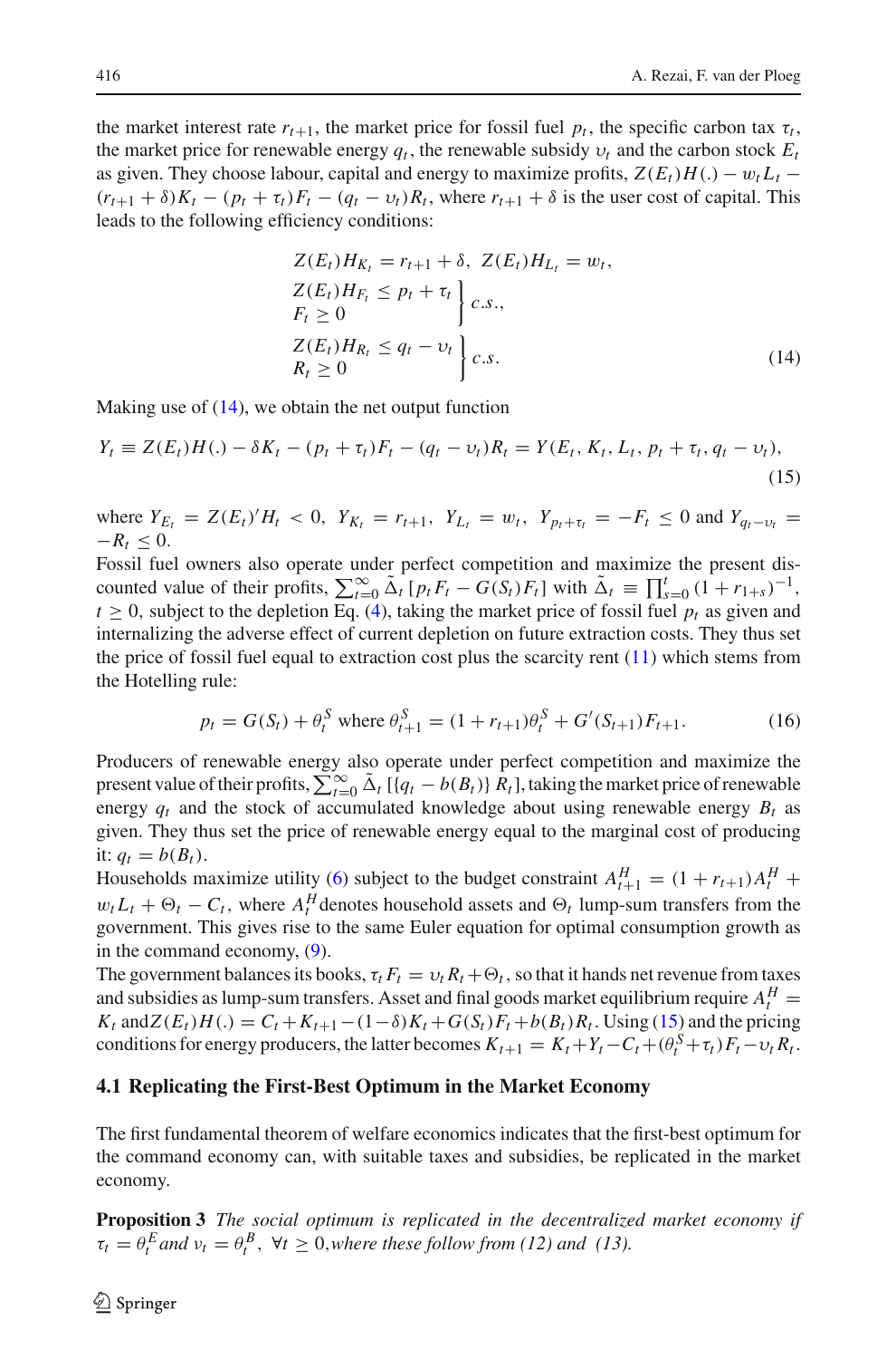the market interest rate $r_{t+1}$, the market price for fossil fuel $p_t$, the specific carbon tax $\tau_t$, the market price for renewable energy $q_t$, the renewable subsidy $\upsilon_t$ and the carbon stock $E_t$ as given. They choose labour, capital and energy to maximize profits, $Z(E_t)H(.) - w_t L_t - (r_{t+1} + \delta)K_t - (p_t + \tau_t)F_t - (q_t - \upsilon_t)R_t$, where $r_{t+1} + \delta$ is the user cost of capital. This leads to the following efficiency conditions:

$$
\begin{aligned}
&Z(E_t)H_{K_t} = r_{t+1} + \delta, \; Z(E_t)H_{L_t} = w_t, \\
&\left.\begin{aligned} &Z(E_t)H_{F_t} \leq p_t + \tau_t \\ &F_t \geq 0 \end{aligned}\right\} c.s., \\
&\left.\begin{aligned} &Z(E_t)H_{R_t} \leq q_t - \upsilon_t \\ &R_t \geq 0 \end{aligned}\right\} c.s.
\end{aligned} \tag{14}
$$

Making use of (14), we obtain the net output function

$$
Y_t \equiv Z(E_t)H(.) - \delta K_t - (p_t + \tau_t)F_t - (q_t - \upsilon_t)R_t = Y(E_t, K_t, L_t, p_t + \tau_t, q_t - \upsilon_t), \tag{15}
$$

where $Y_{E_t} = Z(E_t)'H_t < 0$, $Y_{K_t} = r_{t+1}$, $Y_{L_t} = w_t$, $Y_{p_t + \tau_t} = -F_t \leq 0$ and $Y_{q_t - \upsilon_t} = -R_t \leq 0$.

Fossil fuel owners also operate under perfect competition and maximize the present discounted value of their profits, $\sum_{t=0}^{\infty} \tilde{\Delta}_t [p_t F_t - G(S_t)F_t]$ with $\tilde{\Delta}_t \equiv \prod_{s=0}^{t} (1 + r_{1+s})^{-1}$, $t \geq 0$, subject to the depletion Eq. (4), taking the market price of fossil fuel $p_t$ as given and internalizing the adverse effect of current depletion on future extraction costs. They thus set the price of fossil fuel equal to extraction cost plus the scarcity rent (11) which stems from the Hotelling rule:

$$
p_t = G(S_t) + \theta_t^S \text{ where } \theta_{t+1}^S = (1 + r_{t+1})\theta_t^S + G'(S_{t+1})F_{t+1}. \tag{16}
$$

Producers of renewable energy also operate under perfect competition and maximize the present value of their profits, $\sum_{t=0}^{\infty} \tilde{\Delta}_t [\{q_t - b(B_t)\} R_t]$, taking the market price of renewable energy $q_t$ and the stock of accumulated knowledge about using renewable energy $B_t$ as given. They thus set the price of renewable energy equal to the marginal cost of producing it: $q_t = b(B_t)$.

Households maximize utility (6) subject to the budget constraint $A_{t+1}^H = (1 + r_{t+1})A_t^H + w_t L_t + \Theta_t - C_t$, where $A_t^H$ denotes household assets and $\Theta_t$ lump-sum transfers from the government. This gives rise to the same Euler equation for optimal consumption growth as in the command economy, (9).

The government balances its books, $\tau_t F_t = \upsilon_t R_t + \Theta_t$, so that it hands net revenue from taxes and subsidies as lump-sum transfers. Asset and final goods market equilibrium require $A_t^H = K_t$ and $Z(E_t)H(.) = C_t + K_{t+1} - (1-\delta)K_t + G(S_t)F_t + b(B_t)R_t$. Using (15) and the pricing conditions for energy producers, the latter becomes $K_{t+1} = K_t + Y_t - C_t + (\theta_t^S + \tau_t)F_t - \upsilon_t R_t$.

### 4.1 Replicating the First-Best Optimum in the Market Economy

The first fundamental theorem of welfare economics indicates that the first-best optimum for the command economy can, with suitable taxes and subsidies, be replicated in the market economy.

**Proposition 3** *The social optimum is replicated in the decentralized market economy if* $\tau_t = \theta_t^E$ *and* $\upsilon_t = \theta_t^B$, $\forall t \geq 0$, *where these follow from (12) and (13).*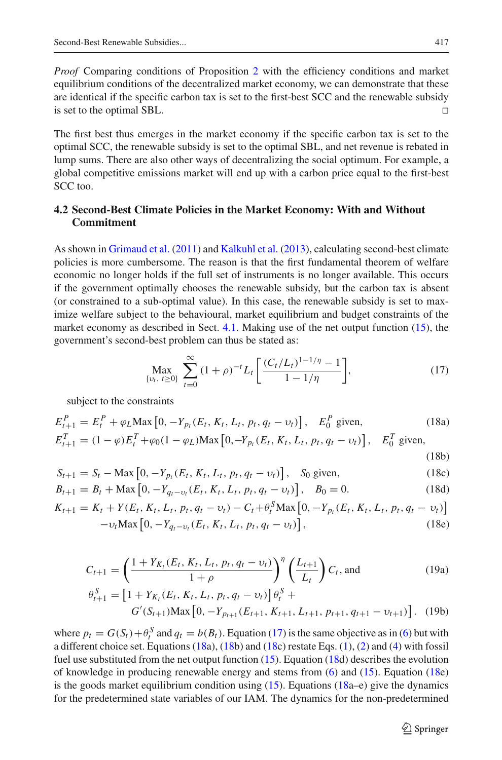*Proof* Comparing conditions of Proposition 2 with the efficiency conditions and market equilibrium conditions of the decentralized market economy, we can demonstrate that these are identical if the specific carbon tax is set to the first-best SCC and the renewable subsidy is set to the optimal SBL. □

The first best thus emerges in the market economy if the specific carbon tax is set to the optimal SCC, the renewable subsidy is set to the optimal SBL, and net revenue is rebated in lump sums. There are also other ways of decentralizing the social optimum. For example, a global competitive emissions market will end up with a carbon price equal to the first-best SCC too.

### 4.2 Second-Best Climate Policies in the Market Economy: With and Without Commitment

As shown in Grimaud et al. (2011) and Kalkuhl et al. (2013), calculating second-best climate policies is more cumbersome. The reason is that the first fundamental theorem of welfare economic no longer holds if the full set of instruments is no longer available. This occurs if the government optimally chooses the renewable subsidy, but the carbon tax is absent (or constrained to a sub-optimal value). In this case, the renewable subsidy is set to maximize welfare subject to the behavioural, market equilibrium and budget constraints of the market economy as described in Sect. 4.1. Making use of the net output function (15), the government's second-best problem can thus be stated as:

$$\underset{\{\upsilon_t,\ t\geq 0\}}{\text{Max}} \sum_{t=0}^{\infty}(1+\rho)^{-t}L_t\left[\frac{(C_t/L_t)^{1-1/\eta}-1}{1-1/\eta}\right], \tag{17}$$

subject to the constraints

$$E_{t+1}^P = E_t^P + \varphi_L \text{Max}\left[0, -Y_{p_t}(E_t, K_t, L_t, p_t, q_t-\upsilon_t)\right], \quad E_0^P \text{ given}, \tag{18a}$$

$$E_{t+1}^T = (1-\varphi)E_t^T + \varphi_0(1-\varphi_L)\text{Max}\left[0, -Y_{p_t}(E_t, K_t, L_t, p_t, q_t-\upsilon_t)\right], \quad E_0^T \text{ given}, \tag{18b}$$

$$S_{t+1} = S_t - \text{Max}\left[0, -Y_{p_t}(E_t, K_t, L_t, p_t, q_t-\upsilon_t)\right], \quad S_0 \text{ given}, \tag{18c}$$

$$B_{t+1} = B_t + \text{Max}\left[0, -Y_{q_t-\upsilon_t}(E_t, K_t, L_t, p_t, q_t-\upsilon_t)\right], \quad B_0 = 0. \tag{18d}$$

$$\begin{aligned} K_{t+1} = K_t &+ Y(E_t, K_t, L_t, p_t, q_t-\upsilon_t) - C_t + \theta_t^S \text{Max}\left[0, -Y_{p_t}(E_t, K_t, L_t, p_t, q_t-\upsilon_t)\right] \\ &-\upsilon_t \text{Max}\left[0, -Y_{q_t-\upsilon_t}(E_t, K_t, L_t, p_t, q_t-\upsilon_t)\right], \end{aligned} \tag{18e}$$

$$C_{t+1} = \left(\frac{1+Y_{K_t}(E_t, K_t, L_t, p_t, q_t-\upsilon_t)}{1+\rho}\right)^{\eta}\left(\frac{L_{t+1}}{L_t}\right)C_t, \text{ and} \tag{19a}$$

$$\begin{aligned} \theta_{t+1}^S = &\left[1+Y_{K_t}(E_t, K_t, L_t, p_t, q_t-\upsilon_t)\right]\theta_t^S + \\ &G'(S_{t+1})\text{Max}\left[0, -Y_{p_{t+1}}(E_{t+1}, K_{t+1}, L_{t+1}, p_{t+1}, q_{t+1}-\upsilon_{t+1})\right]. \end{aligned} \tag{19b}$$

where $p_t = G(S_t)+\theta_t^S$ and $q_t = b(B_t)$. Equation (17) is the same objective as in (6) but with a different choice set. Equations (18a), (18b) and (18c) restate Eqs. (1), (2) and (4) with fossil fuel use substituted from the net output function (15). Equation (18d) describes the evolution of knowledge in producing renewable energy and stems from (6) and (15). Equation (18e) is the goods market equilibrium condition using (15). Equations (18a–e) give the dynamics for the predetermined state variables of our IAM. The dynamics for the non-predetermined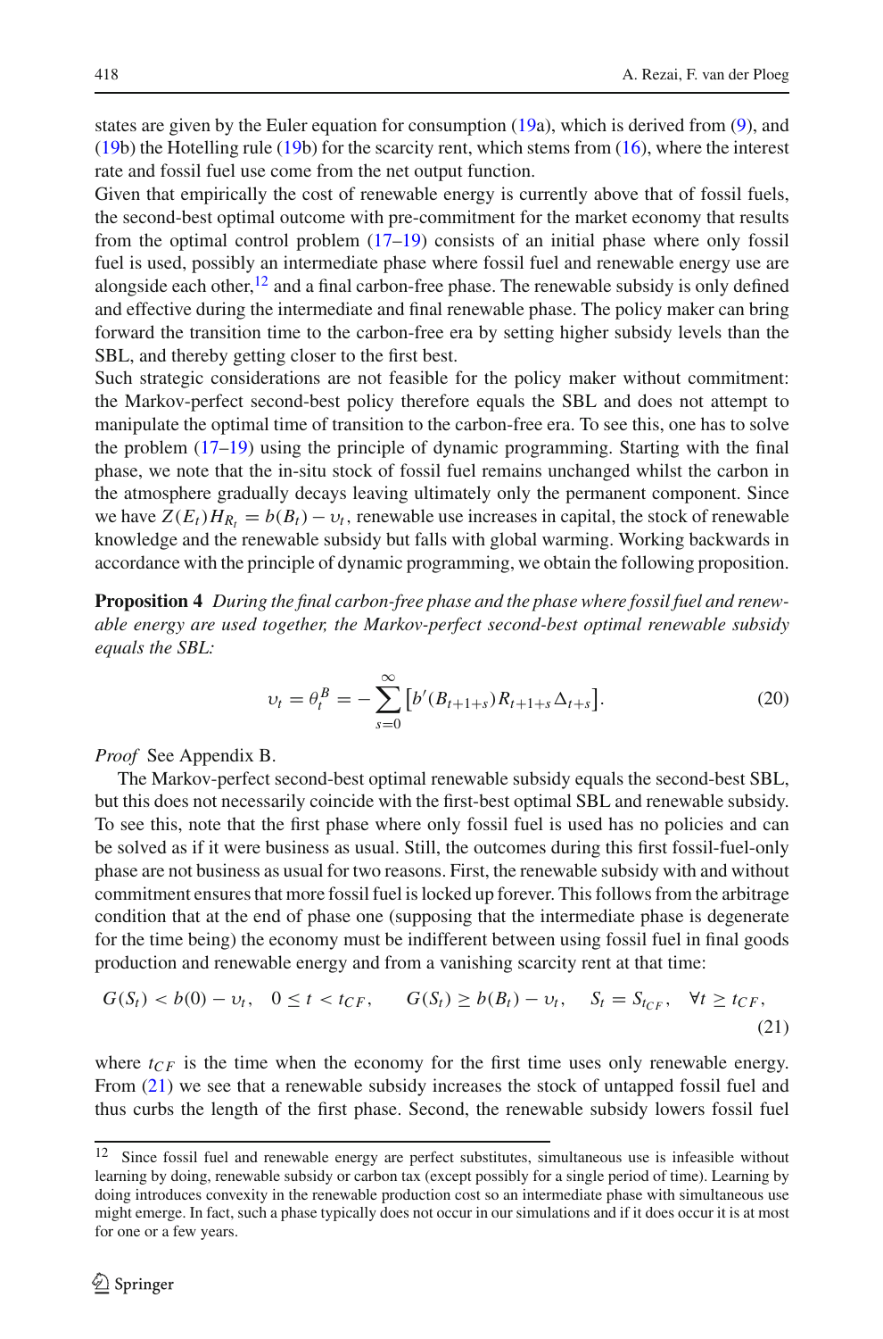states are given by the Euler equation for consumption (19a), which is derived from (9), and (19b) the Hotelling rule (19b) for the scarcity rent, which stems from (16), where the interest rate and fossil fuel use come from the net output function.

Given that empirically the cost of renewable energy is currently above that of fossil fuels, the second-best optimal outcome with pre-commitment for the market economy that results from the optimal control problem (17–19) consists of an initial phase where only fossil fuel is used, possibly an intermediate phase where fossil fuel and renewable energy use are alongside each other,[12] and a final carbon-free phase. The renewable subsidy is only defined and effective during the intermediate and final renewable phase. The policy maker can bring forward the transition time to the carbon-free era by setting higher subsidy levels than the SBL, and thereby getting closer to the first best.

Such strategic considerations are not feasible for the policy maker without commitment: the Markov-perfect second-best policy therefore equals the SBL and does not attempt to manipulate the optimal time of transition to the carbon-free era. To see this, one has to solve the problem (17–19) using the principle of dynamic programming. Starting with the final phase, we note that the in-situ stock of fossil fuel remains unchanged whilst the carbon in the atmosphere gradually decays leaving ultimately only the permanent component. Since we have $Z(E_t)H_{R_t} = b(B_t) - \upsilon_t$, renewable use increases in capital, the stock of renewable knowledge and the renewable subsidy but falls with global warming. Working backwards in accordance with the principle of dynamic programming, we obtain the following proposition.

**Proposition 4** *During the final carbon-free phase and the phase where fossil fuel and renewable energy are used together, the Markov-perfect second-best optimal renewable subsidy equals the SBL:*

$$\upsilon_t = \theta_t^B = -\sum_{s=0}^{\infty} \left[ b'(B_{t+1+s}) R_{t+1+s} \Delta_{t+s} \right]. \tag{20}$$

*Proof* See Appendix B.

The Markov-perfect second-best optimal renewable subsidy equals the second-best SBL, but this does not necessarily coincide with the first-best optimal SBL and renewable subsidy. To see this, note that the first phase where only fossil fuel is used has no policies and can be solved as if it were business as usual. Still, the outcomes during this first fossil-fuel-only phase are not business as usual for two reasons. First, the renewable subsidy with and without commitment ensures that more fossil fuel is locked up forever. This follows from the arbitrage condition that at the end of phase one (supposing that the intermediate phase is degenerate for the time being) the economy must be indifferent between using fossil fuel in final goods production and renewable energy and from a vanishing scarcity rent at that time:

$$G(S_t) < b(0) - \upsilon_t, \quad 0 \le t < t_{CF}, \qquad G(S_t) \ge b(B_t) - \upsilon_t, \quad S_t = S_{t_{CF}}, \quad \forall t \ge t_{CF}, \tag{21}$$

where $t_{CF}$ is the time when the economy for the first time uses only renewable energy. From (21) we see that a renewable subsidy increases the stock of untapped fossil fuel and thus curbs the length of the first phase. Second, the renewable subsidy lowers fossil fuel

[12] Since fossil fuel and renewable energy are perfect substitutes, simultaneous use is infeasible without learning by doing, renewable subsidy or carbon tax (except possibly for a single period of time). Learning by doing introduces convexity in the renewable production cost so an intermediate phase with simultaneous use might emerge. In fact, such a phase typically does not occur in our simulations and if it does occur it is at most for one or a few years.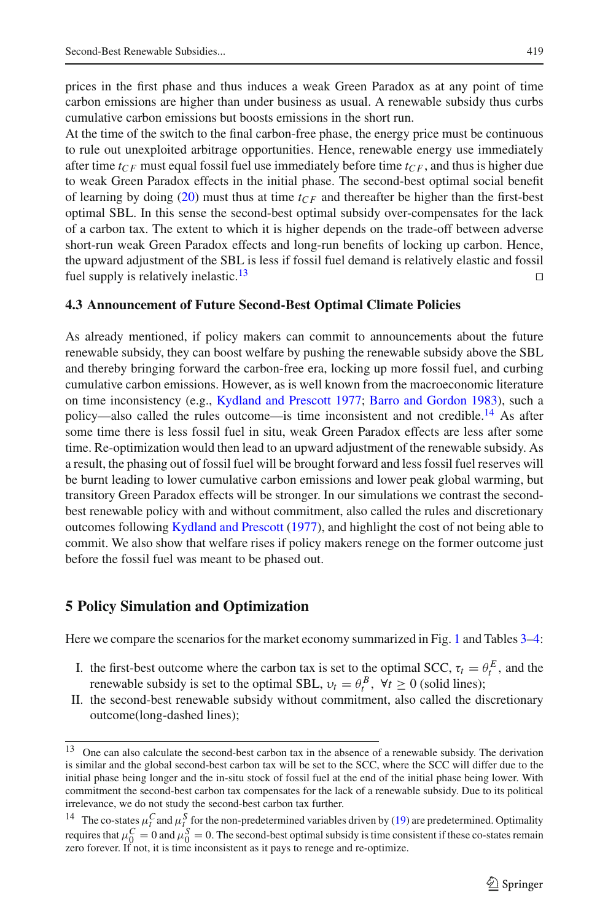prices in the first phase and thus induces a weak Green Paradox as at any point of time carbon emissions are higher than under business as usual. A renewable subsidy thus curbs cumulative carbon emissions but boosts emissions in the short run.

At the time of the switch to the final carbon-free phase, the energy price must be continuous to rule out unexploited arbitrage opportunities. Hence, renewable energy use immediately after time $t_{CF}$ must equal fossil fuel use immediately before time $t_{CF}$, and thus is higher due to weak Green Paradox effects in the initial phase. The second-best optimal social benefit of learning by doing (20) must thus at time $t_{CF}$ and thereafter be higher than the first-best optimal SBL. In this sense the second-best optimal subsidy over-compensates for the lack of a carbon tax. The extent to which it is higher depends on the trade-off between adverse short-run weak Green Paradox effects and long-run benefits of locking up carbon. Hence, the upward adjustment of the SBL is less if fossil fuel demand is relatively elastic and fossil fuel supply is relatively inelastic.[13] □

### 4.3 Announcement of Future Second-Best Optimal Climate Policies

As already mentioned, if policy makers can commit to announcements about the future renewable subsidy, they can boost welfare by pushing the renewable subsidy above the SBL and thereby bringing forward the carbon-free era, locking up more fossil fuel, and curbing cumulative carbon emissions. However, as is well known from the macroeconomic literature on time inconsistency (e.g., Kydland and Prescott 1977; Barro and Gordon 1983), such a policy—also called the rules outcome—is time inconsistent and not credible.[14] As after some time there is less fossil fuel in situ, weak Green Paradox effects are less after some time. Re-optimization would then lead to an upward adjustment of the renewable subsidy. As a result, the phasing out of fossil fuel will be brought forward and less fossil fuel reserves will be burnt leading to lower cumulative carbon emissions and lower peak global warming, but transitory Green Paradox effects will be stronger. In our simulations we contrast the second-best renewable policy with and without commitment, also called the rules and discretionary outcomes following Kydland and Prescott (1977), and highlight the cost of not being able to commit. We also show that welfare rises if policy makers renege on the former outcome just before the fossil fuel was meant to be phased out.

## 5 Policy Simulation and Optimization

Here we compare the scenarios for the market economy summarized in Fig. 1 and Tables 3–4:

I. the first-best outcome where the carbon tax is set to the optimal SCC, $\tau_t = \theta_t^E$, and the renewable subsidy is set to the optimal SBL, $\upsilon_t = \theta_t^B, \ \forall t \geq 0$ (solid lines);
II. the second-best renewable subsidy without commitment, also called the discretionary outcome(long-dashed lines);

[13] One can also calculate the second-best carbon tax in the absence of a renewable subsidy. The derivation is similar and the global second-best carbon tax will be set to the SCC, where the SCC will differ due to the initial phase being longer and the in-situ stock of fossil fuel at the end of the initial phase being lower. With commitment the second-best carbon tax compensates for the lack of a renewable subsidy. Due to its political irrelevance, we do not study the second-best carbon tax further.

[14] The co-states $\mu_t^C$ and $\mu_t^S$ for the non-predetermined variables driven by (19) are predetermined. Optimality requires that $\mu_0^C = 0$ and $\mu_0^S = 0$. The second-best optimal subsidy is time consistent if these co-states remain zero forever. If not, it is time inconsistent as it pays to renege and re-optimize.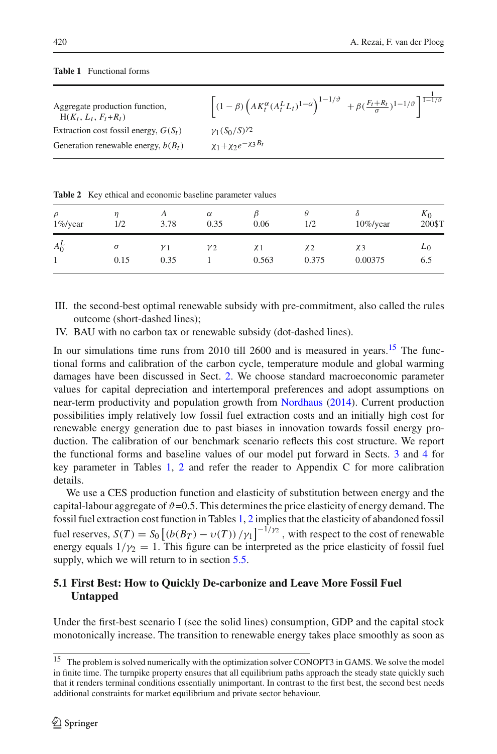**Table 1** Functional forms

| | |
|---|---|
| Aggregate production function, $\mathrm{H}(K_t, L_t, F_t+R_t)$ | $\left[(1-\beta)\left(AK_t^{\alpha}(A_t^L L_t)^{1-\alpha}\right)^{1-1/\vartheta} + \beta\left(\frac{F_t+R_t}{\sigma}\right)^{1-1/\vartheta}\right]^{\frac{1}{1-1/\vartheta}}$ |
| Extraction cost fossil energy, $G(S_t)$ | $\gamma_1 (S_0/S)^{\gamma_2}$ |
| Generation renewable energy, $b(B_t)$ | $\chi_1+\chi_2 e^{-\chi_3 B_t}$ |

**Table 2** Key ethical and economic baseline parameter values

| $\rho$ | $\eta$ | $A$ | $\alpha$ | $\beta$ | $\theta$ | $\delta$ | $K_0$ |
|---|---|---|---|---|---|---|---|
| 1%/year | 1/2 | 3.78 | 0.35 | 0.06 | 1/2 | 10%/year | 200$T |
| $A_0^L$ | $\sigma$ | $\gamma_1$ | $\gamma_2$ | $\chi_1$ | $\chi_2$ | $\chi_3$ | $L_0$ |
| 1 | 0.15 | 0.35 | 1 | 0.563 | 0.375 | 0.00375 | 6.5 |

III. the second-best optimal renewable subsidy with pre-commitment, also called the rules outcome (short-dashed lines);

IV. BAU with no carbon tax or renewable subsidy (dot-dashed lines).

In our simulations time runs from 2010 till 2600 and is measured in years.[15] The functional forms and calibration of the carbon cycle, temperature module and global warming damages have been discussed in Sect. 2. We choose standard macroeconomic parameter values for capital depreciation and intertemporal preferences and adopt assumptions on near-term productivity and population growth from Nordhaus (2014). Current production possibilities imply relatively low fossil fuel extraction costs and an initially high cost for renewable energy generation due to past biases in innovation towards fossil energy production. The calibration of our benchmark scenario reflects this cost structure. We report the functional forms and baseline values of our model put forward in Sects. 3 and 4 for key parameter in Tables 1, 2 and refer the reader to Appendix C for more calibration details.

We use a CES production function and elasticity of substitution between energy and the capital-labour aggregate of $\vartheta$=0.5. This determines the price elasticity of energy demand. The fossil fuel extraction cost function in Tables 1, 2 implies that the elasticity of abandoned fossil fuel reserves, $S(T) = S_0\left[(b(B_T) - \upsilon(T))/\gamma_1\right]^{-1/\gamma_2}$, with respect to the cost of renewable energy equals $1/\gamma_2 = 1$. This figure can be interpreted as the price elasticity of fossil fuel supply, which we will return to in section 5.5.

## 5.1 First Best: How to Quickly De-carbonize and Leave More Fossil Fuel Untapped

Under the first-best scenario I (see the solid lines) consumption, GDP and the capital stock monotonically increase. The transition to renewable energy takes place smoothly as soon as

[15] The problem is solved numerically with the optimization solver CONOPT3 in GAMS. We solve the model in finite time. The turnpike property ensures that all equilibrium paths approach the steady state quickly such that it renders terminal conditions essentially unimportant. In contrast to the first best, the second best needs additional constraints for market equilibrium and private sector behaviour.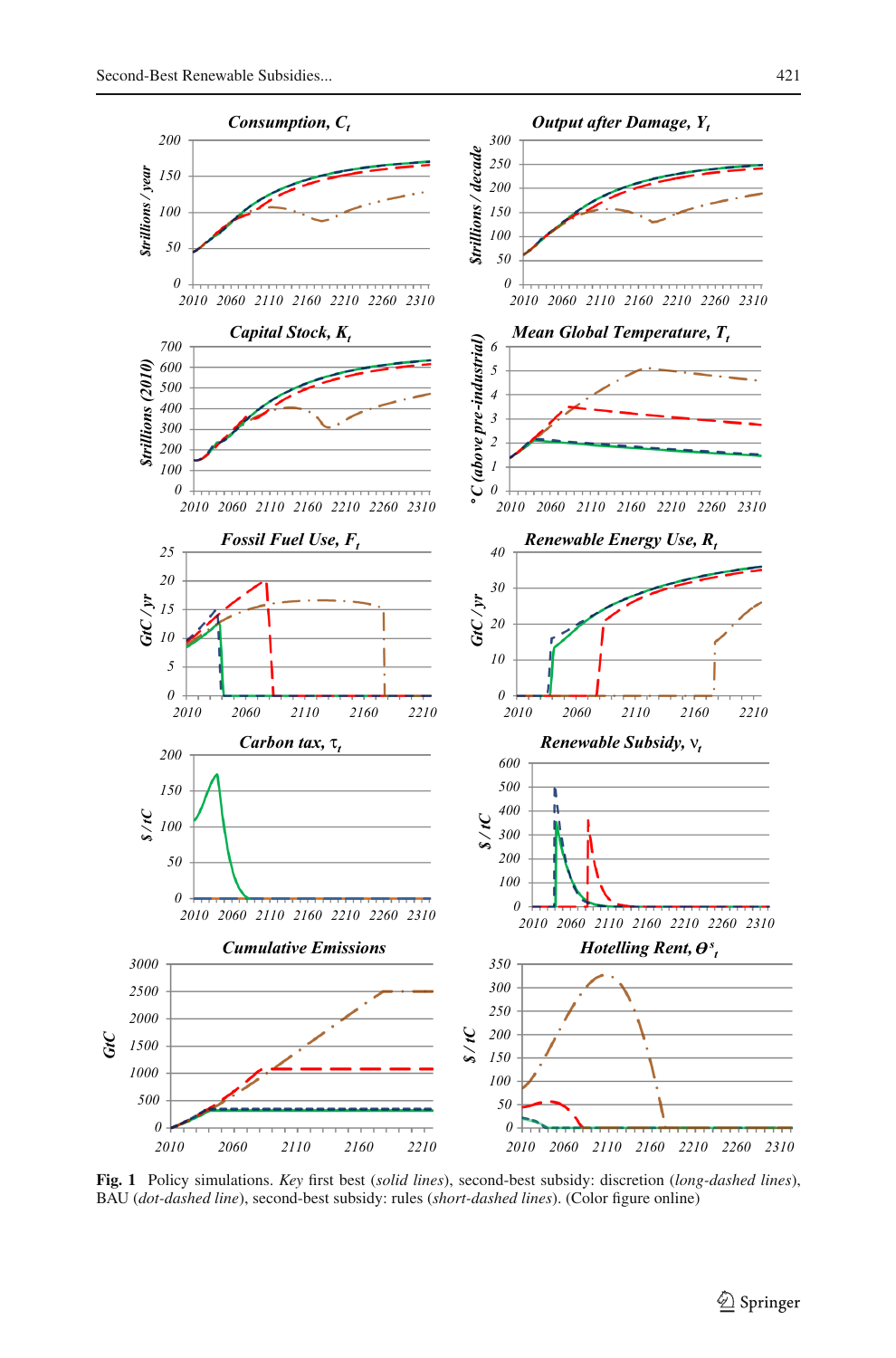**Fig. 1** Policy simulations. *Key* first best (*solid lines*), second-best subsidy: discretion (*long-dashed lines*), BAU (*dot-dashed line*), second-best subsidy: rules (*short-dashed lines*). (Color figure online)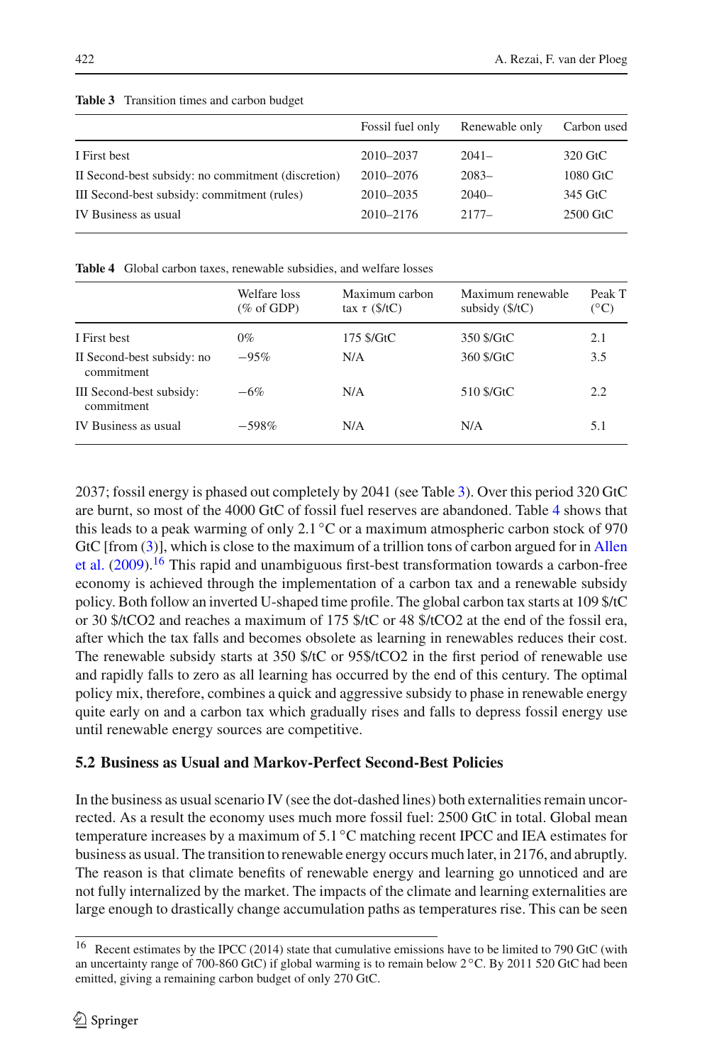**Table 3** Transition times and carbon budget

| | Fossil fuel only | Renewable only | Carbon used |
|---|---|---|---|
| I First best | 2010–2037 | 2041– | 320 GtC |
| II Second-best subsidy: no commitment (discretion) | 2010–2076 | 2083– | 1080 GtC |
| III Second-best subsidy: commitment (rules) | 2010–2035 | 2040– | 345 GtC |
| IV Business as usual | 2010–2176 | 2177– | 2500 GtC |

**Table 4** Global carbon taxes, renewable subsidies, and welfare losses

| | Welfare loss (% of GDP) | Maximum carbon tax $\tau$ ($/tC) | Maximum renewable subsidy ($/tC) | Peak T (°C) |
|---|---|---|---|---|
| I First best | 0% | 175 $/GtC | 350 $/GtC | 2.1 |
| II Second-best subsidy: no commitment | −95% | N/A | 360 $/GtC | 3.5 |
| III Second-best subsidy: commitment | −6% | N/A | 510 $/GtC | 2.2 |
| IV Business as usual | −598% | N/A | N/A | 5.1 |

2037; fossil energy is phased out completely by 2041 (see Table 3). Over this period 320 GtC are burnt, so most of the 4000 GtC of fossil fuel reserves are abandoned. Table 4 shows that this leads to a peak warming of only 2.1 °C or a maximum atmospheric carbon stock of 970 GtC [from (3)], which is close to the maximum of a trillion tons of carbon argued for in Allen et al. (2009).[16] This rapid and unambiguous first-best transformation towards a carbon-free economy is achieved through the implementation of a carbon tax and a renewable subsidy policy. Both follow an inverted U-shaped time profile. The global carbon tax starts at 109 $/tC or 30 $/tCO2 and reaches a maximum of 175 $/tC or 48 $/tCO2 at the end of the fossil era, after which the tax falls and becomes obsolete as learning in renewables reduces their cost. The renewable subsidy starts at 350 $/tC or 95$/tCO2 in the first period of renewable use and rapidly falls to zero as all learning has occurred by the end of this century. The optimal policy mix, therefore, combines a quick and aggressive subsidy to phase in renewable energy quite early on and a carbon tax which gradually rises and falls to depress fossil energy use until renewable energy sources are competitive.

### 5.2 Business as Usual and Markov-Perfect Second-Best Policies

In the business as usual scenario IV (see the dot-dashed lines) both externalities remain uncorrected. As a result the economy uses much more fossil fuel: 2500 GtC in total. Global mean temperature increases by a maximum of 5.1 °C matching recent IPCC and IEA estimates for business as usual. The transition to renewable energy occurs much later, in 2176, and abruptly. The reason is that climate benefits of renewable energy and learning go unnoticed and are not fully internalized by the market. The impacts of the climate and learning externalities are large enough to drastically change accumulation paths as temperatures rise. This can be seen

---

[16] Recent estimates by the IPCC (2014) state that cumulative emissions have to be limited to 790 GtC (with an uncertainty range of 700-860 GtC) if global warming is to remain below 2 °C. By 2011 520 GtC had been emitted, giving a remaining carbon budget of only 270 GtC.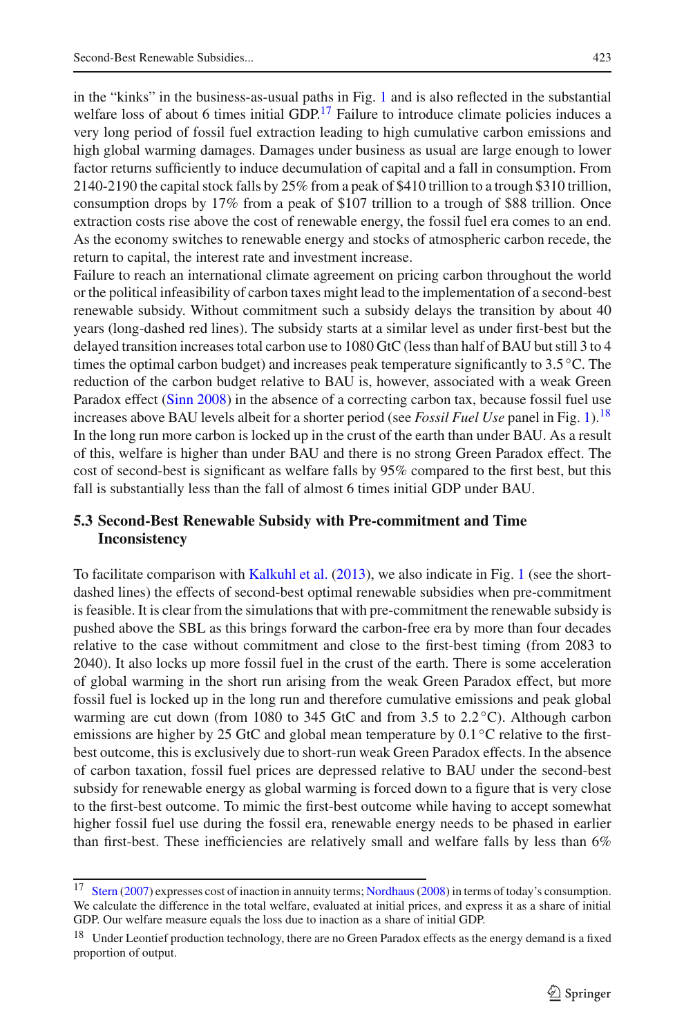in the "kinks" in the business-as-usual paths in Fig. 1 and is also reflected in the substantial welfare loss of about 6 times initial GDP.[17] Failure to introduce climate policies induces a very long period of fossil fuel extraction leading to high cumulative carbon emissions and high global warming damages. Damages under business as usual are large enough to lower factor returns sufficiently to induce decumulation of capital and a fall in consumption. From 2140-2190 the capital stock falls by 25% from a peak of $410 trillion to a trough $310 trillion, consumption drops by 17% from a peak of $107 trillion to a trough of $88 trillion. Once extraction costs rise above the cost of renewable energy, the fossil fuel era comes to an end. As the economy switches to renewable energy and stocks of atmospheric carbon recede, the return to capital, the interest rate and investment increase.

Failure to reach an international climate agreement on pricing carbon throughout the world or the political infeasibility of carbon taxes might lead to the implementation of a second-best renewable subsidy. Without commitment such a subsidy delays the transition by about 40 years (long-dashed red lines). The subsidy starts at a similar level as under first-best but the delayed transition increases total carbon use to 1080 GtC (less than half of BAU but still 3 to 4 times the optimal carbon budget) and increases peak temperature significantly to 3.5 °C. The reduction of the carbon budget relative to BAU is, however, associated with a weak Green Paradox effect (Sinn 2008) in the absence of a correcting carbon tax, because fossil fuel use increases above BAU levels albeit for a shorter period (see *Fossil Fuel Use* panel in Fig. 1).[18] In the long run more carbon is locked up in the crust of the earth than under BAU. As a result of this, welfare is higher than under BAU and there is no strong Green Paradox effect. The cost of second-best is significant as welfare falls by 95% compared to the first best, but this fall is substantially less than the fall of almost 6 times initial GDP under BAU.

### 5.3 Second-Best Renewable Subsidy with Pre-commitment and Time Inconsistency

To facilitate comparison with Kalkuhl et al. (2013), we also indicate in Fig. 1 (see the short-dashed lines) the effects of second-best optimal renewable subsidies when pre-commitment is feasible. It is clear from the simulations that with pre-commitment the renewable subsidy is pushed above the SBL as this brings forward the carbon-free era by more than four decades relative to the case without commitment and close to the first-best timing (from 2083 to 2040). It also locks up more fossil fuel in the crust of the earth. There is some acceleration of global warming in the short run arising from the weak Green Paradox effect, but more fossil fuel is locked up in the long run and therefore cumulative emissions and peak global warming are cut down (from 1080 to 345 GtC and from 3.5 to 2.2 °C). Although carbon emissions are higher by 25 GtC and global mean temperature by 0.1 °C relative to the first-best outcome, this is exclusively due to short-run weak Green Paradox effects. In the absence of carbon taxation, fossil fuel prices are depressed relative to BAU under the second-best subsidy for renewable energy as global warming is forced down to a figure that is very close to the first-best outcome. To mimic the first-best outcome while having to accept somewhat higher fossil fuel use during the fossil era, renewable energy needs to be phased in earlier than first-best. These inefficiencies are relatively small and welfare falls by less than 6%

---

[17] Stern (2007) expresses cost of inaction in annuity terms; Nordhaus (2008) in terms of today's consumption. We calculate the difference in the total welfare, evaluated at initial prices, and express it as a share of initial GDP. Our welfare measure equals the loss due to inaction as a share of initial GDP.

[18] Under Leontief production technology, there are no Green Paradox effects as the energy demand is a fixed proportion of output.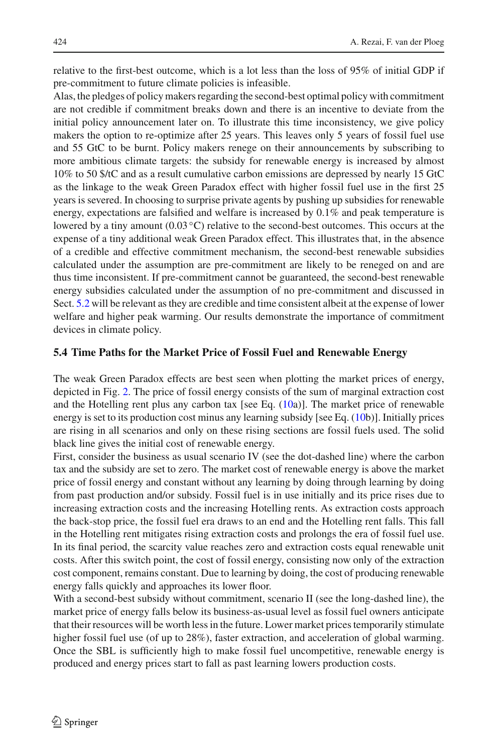relative to the first-best outcome, which is a lot less than the loss of 95% of initial GDP if pre-commitment to future climate policies is infeasible.

Alas, the pledges of policy makers regarding the second-best optimal policy with commitment are not credible if commitment breaks down and there is an incentive to deviate from the initial policy announcement later on. To illustrate this time inconsistency, we give policy makers the option to re-optimize after 25 years. This leaves only 5 years of fossil fuel use and 55 GtC to be burnt. Policy makers renege on their announcements by subscribing to more ambitious climate targets: the subsidy for renewable energy is increased by almost 10% to 50 \$/tC and as a result cumulative carbon emissions are depressed by nearly 15 GtC as the linkage to the weak Green Paradox effect with higher fossil fuel use in the first 25 years is severed. In choosing to surprise private agents by pushing up subsidies for renewable energy, expectations are falsified and welfare is increased by 0.1% and peak temperature is lowered by a tiny amount (0.03 °C) relative to the second-best outcomes. This occurs at the expense of a tiny additional weak Green Paradox effect. This illustrates that, in the absence of a credible and effective commitment mechanism, the second-best renewable subsidies calculated under the assumption are pre-commitment are likely to be reneged on and are thus time inconsistent. If pre-commitment cannot be guaranteed, the second-best renewable energy subsidies calculated under the assumption of no pre-commitment and discussed in Sect. 5.2 will be relevant as they are credible and time consistent albeit at the expense of lower welfare and higher peak warming. Our results demonstrate the importance of commitment devices in climate policy.

### 5.4 Time Paths for the Market Price of Fossil Fuel and Renewable Energy

The weak Green Paradox effects are best seen when plotting the market prices of energy, depicted in Fig. 2. The price of fossil energy consists of the sum of marginal extraction cost and the Hotelling rent plus any carbon tax [see Eq. (10a)]. The market price of renewable energy is set to its production cost minus any learning subsidy [see Eq. (10b)]. Initially prices are rising in all scenarios and only on these rising sections are fossil fuels used. The solid black line gives the initial cost of renewable energy.

First, consider the business as usual scenario IV (see the dot-dashed line) where the carbon tax and the subsidy are set to zero. The market cost of renewable energy is above the market price of fossil energy and constant without any learning by doing through learning by doing from past production and/or subsidy. Fossil fuel is in use initially and its price rises due to increasing extraction costs and the increasing Hotelling rents. As extraction costs approach the back-stop price, the fossil fuel era draws to an end and the Hotelling rent falls. This fall in the Hotelling rent mitigates rising extraction costs and prolongs the era of fossil fuel use. In its final period, the scarcity value reaches zero and extraction costs equal renewable unit costs. After this switch point, the cost of fossil energy, consisting now only of the extraction cost component, remains constant. Due to learning by doing, the cost of producing renewable energy falls quickly and approaches its lower floor.

With a second-best subsidy without commitment, scenario II (see the long-dashed line), the market price of energy falls below its business-as-usual level as fossil fuel owners anticipate that their resources will be worth less in the future. Lower market prices temporarily stimulate higher fossil fuel use (of up to 28%), faster extraction, and acceleration of global warming. Once the SBL is sufficiently high to make fossil fuel uncompetitive, renewable energy is produced and energy prices start to fall as past learning lowers production costs.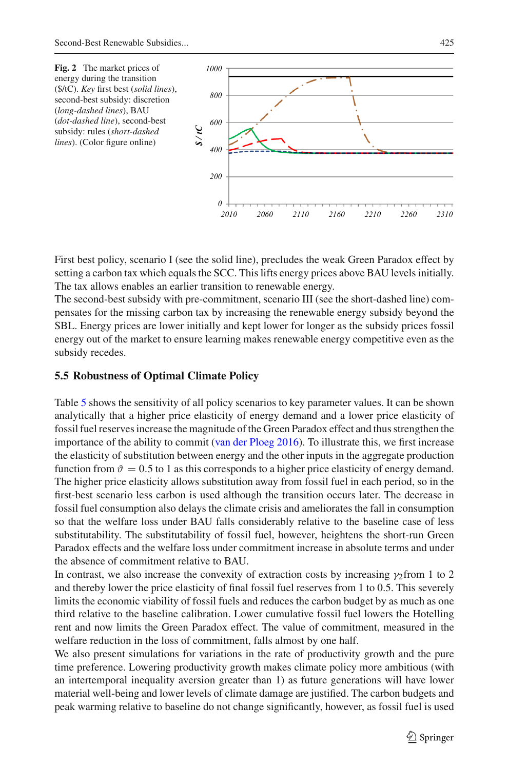**Fig. 2** The market prices of energy during the transition ($/tC). *Key* first best (*solid lines*), second-best subsidy: discretion (*long-dashed lines*), BAU (*dot-dashed line*), second-best subsidy: rules (*short-dashed lines*). (Color figure online)

First best policy, scenario I (see the solid line), precludes the weak Green Paradox effect by setting a carbon tax which equals the SCC. This lifts energy prices above BAU levels initially. The tax allows enables an earlier transition to renewable energy.

The second-best subsidy with pre-commitment, scenario III (see the short-dashed line) compensates for the missing carbon tax by increasing the renewable energy subsidy beyond the SBL. Energy prices are lower initially and kept lower for longer as the subsidy prices fossil energy out of the market to ensure learning makes renewable energy competitive even as the subsidy recedes.

### 5.5 Robustness of Optimal Climate Policy

Table 5 shows the sensitivity of all policy scenarios to key parameter values. It can be shown analytically that a higher price elasticity of energy demand and a lower price elasticity of fossil fuel reserves increase the magnitude of the Green Paradox effect and thus strengthen the importance of the ability to commit (van der Ploeg 2016). To illustrate this, we first increase the elasticity of substitution between energy and the other inputs in the aggregate production function from $\vartheta = 0.5$ to 1 as this corresponds to a higher price elasticity of energy demand. The higher price elasticity allows substitution away from fossil fuel in each period, so in the first-best scenario less carbon is used although the transition occurs later. The decrease in fossil fuel consumption also delays the climate crisis and ameliorates the fall in consumption so that the welfare loss under BAU falls considerably relative to the baseline case of less substitutability. The substitutability of fossil fuel, however, heightens the short-run Green Paradox effects and the welfare loss under commitment increase in absolute terms and under the absence of commitment relative to BAU.

In contrast, we also increase the convexity of extraction costs by increasing $\gamma_2$from 1 to 2 and thereby lower the price elasticity of final fossil fuel reserves from 1 to 0.5. This severely limits the economic viability of fossil fuels and reduces the carbon budget by as much as one third relative to the baseline calibration. Lower cumulative fossil fuel lowers the Hotelling rent and now limits the Green Paradox effect. The value of commitment, measured in the welfare reduction in the loss of commitment, falls almost by one half.

We also present simulations for variations in the rate of productivity growth and the pure time preference. Lowering productivity growth makes climate policy more ambitious (with an intertemporal inequality aversion greater than 1) as future generations will have lower material well-being and lower levels of climate damage are justified. The carbon budgets and peak warming relative to baseline do not change significantly, however, as fossil fuel is used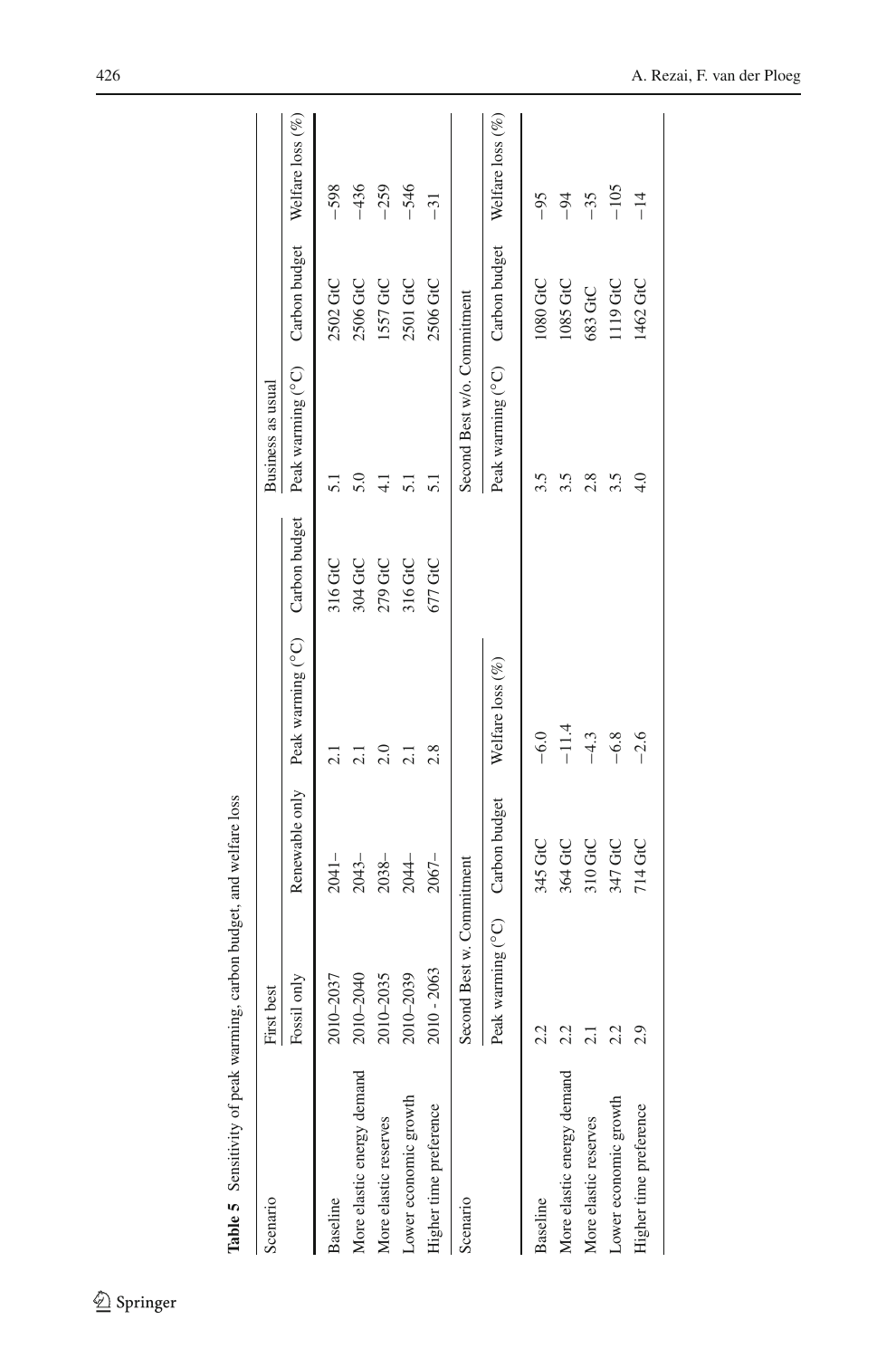**Table 5** Sensitivity of peak warming, carbon budget, and welfare loss

| Scenario | First best | | | | Business as usual | | |
|---|---|---|---|---|---|---|---|
| | Fossil only | Renewable only | Peak warming (°C) | Carbon budget | Peak warming (°C) | Carbon budget | Welfare loss (%) |
| Baseline | 2010–2037 | 2041– | 2.1 | 316 GtC | 5.1 | 2502 GtC | −598 |
| More elastic energy demand | 2010–2040 | 2043– | 2.1 | 304 GtC | 5.0 | 2506 GtC | −436 |
| More elastic reserves | 2010–2035 | 2038– | 2.0 | 279 GtC | 4.1 | 1557 GtC | −259 |
| Lower economic growth | 2010–2039 | 2044– | 2.1 | 316 GtC | 5.1 | 2501 GtC | −546 |
| Higher time preference | 2010 - 2063 | 2067– | 2.8 | 677 GtC | 5.1 | 2506 GtC | −31 |

| Scenario | Second Best w. Commitment | | | Second Best w/o. Commitment | | |
|---|---|---|---|---|---|---|
| | Peak warming (°C) | Carbon budget | Welfare loss (%) | Peak warming (°C) | Carbon budget | Welfare loss (%) |
| Baseline | 2.2 | 345 GtC | −6.0 | 3.5 | 1080 GtC | −95 |
| More elastic energy demand | 2.2 | 364 GtC | −11.4 | 3.5 | 1085 GtC | −94 |
| More elastic reserves | 2.1 | 310 GtC | −4.3 | 2.8 | 683 GtC | −35 |
| Lower economic growth | 2.2 | 347 GtC | −6.8 | 3.5 | 1119 GtC | −105 |
| Higher time preference | 2.9 | 714 GtC | −2.6 | 4.0 | 1462 GtC | −14 |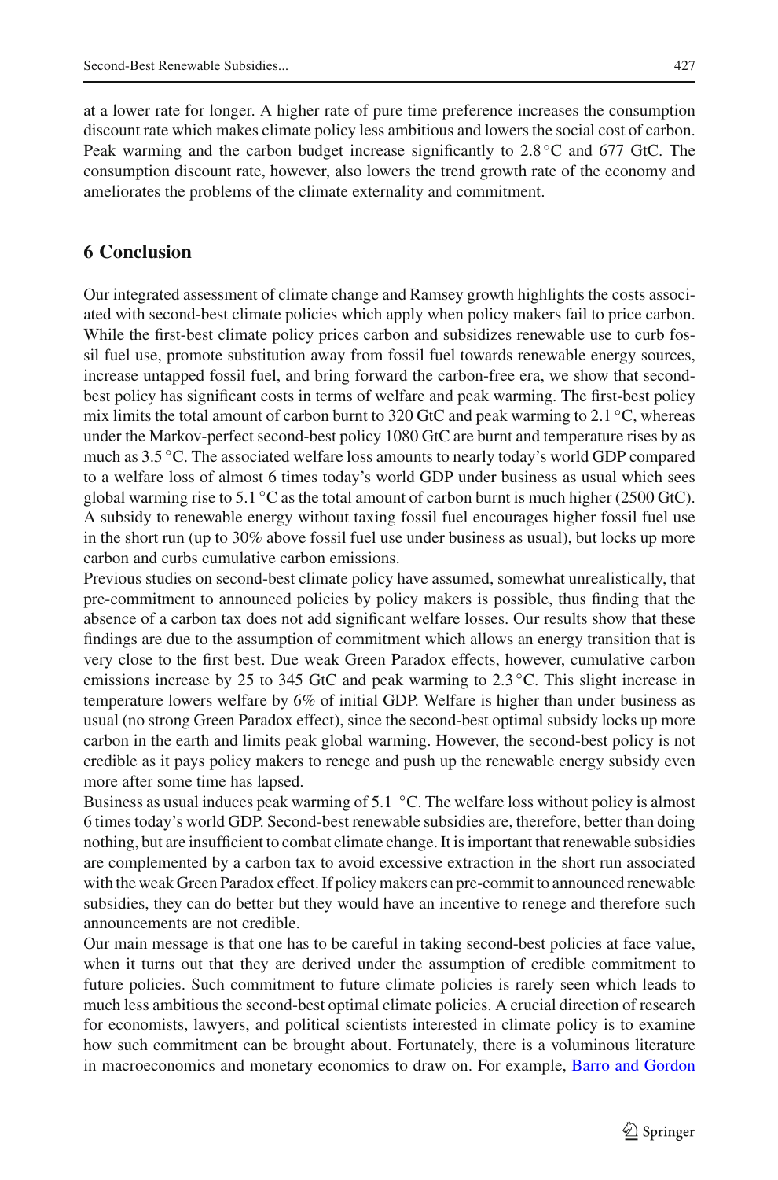at a lower rate for longer. A higher rate of pure time preference increases the consumption discount rate which makes climate policy less ambitious and lowers the social cost of carbon. Peak warming and the carbon budget increase significantly to 2.8 °C and 677 GtC. The consumption discount rate, however, also lowers the trend growth rate of the economy and ameliorates the problems of the climate externality and commitment.

## 6 Conclusion

Our integrated assessment of climate change and Ramsey growth highlights the costs associated with second-best climate policies which apply when policy makers fail to price carbon. While the first-best climate policy prices carbon and subsidizes renewable use to curb fossil fuel use, promote substitution away from fossil fuel towards renewable energy sources, increase untapped fossil fuel, and bring forward the carbon-free era, we show that second-best policy has significant costs in terms of welfare and peak warming. The first-best policy mix limits the total amount of carbon burnt to 320 GtC and peak warming to 2.1 °C, whereas under the Markov-perfect second-best policy 1080 GtC are burnt and temperature rises by as much as 3.5 °C. The associated welfare loss amounts to nearly today's world GDP compared to a welfare loss of almost 6 times today's world GDP under business as usual which sees global warming rise to 5.1 °C as the total amount of carbon burnt is much higher (2500 GtC). A subsidy to renewable energy without taxing fossil fuel encourages higher fossil fuel use in the short run (up to 30% above fossil fuel use under business as usual), but locks up more carbon and curbs cumulative carbon emissions.

Previous studies on second-best climate policy have assumed, somewhat unrealistically, that pre-commitment to announced policies by policy makers is possible, thus finding that the absence of a carbon tax does not add significant welfare losses. Our results show that these findings are due to the assumption of commitment which allows an energy transition that is very close to the first best. Due weak Green Paradox effects, however, cumulative carbon emissions increase by 25 to 345 GtC and peak warming to 2.3 °C. This slight increase in temperature lowers welfare by 6% of initial GDP. Welfare is higher than under business as usual (no strong Green Paradox effect), since the second-best optimal subsidy locks up more carbon in the earth and limits peak global warming. However, the second-best policy is not credible as it pays policy makers to renege and push up the renewable energy subsidy even more after some time has lapsed.

Business as usual induces peak warming of 5.1 °C. The welfare loss without policy is almost 6 times today's world GDP. Second-best renewable subsidies are, therefore, better than doing nothing, but are insufficient to combat climate change. It is important that renewable subsidies are complemented by a carbon tax to avoid excessive extraction in the short run associated with the weak Green Paradox effect. If policy makers can pre-commit to announced renewable subsidies, they can do better but they would have an incentive to renege and therefore such announcements are not credible.

Our main message is that one has to be careful in taking second-best policies at face value, when it turns out that they are derived under the assumption of credible commitment to future policies. Such commitment to future climate policies is rarely seen which leads to much less ambitious the second-best optimal climate policies. A crucial direction of research for economists, lawyers, and political scientists interested in climate policy is to examine how such commitment can be brought about. Fortunately, there is a voluminous literature in macroeconomics and monetary economics to draw on. For example, Barro and Gordon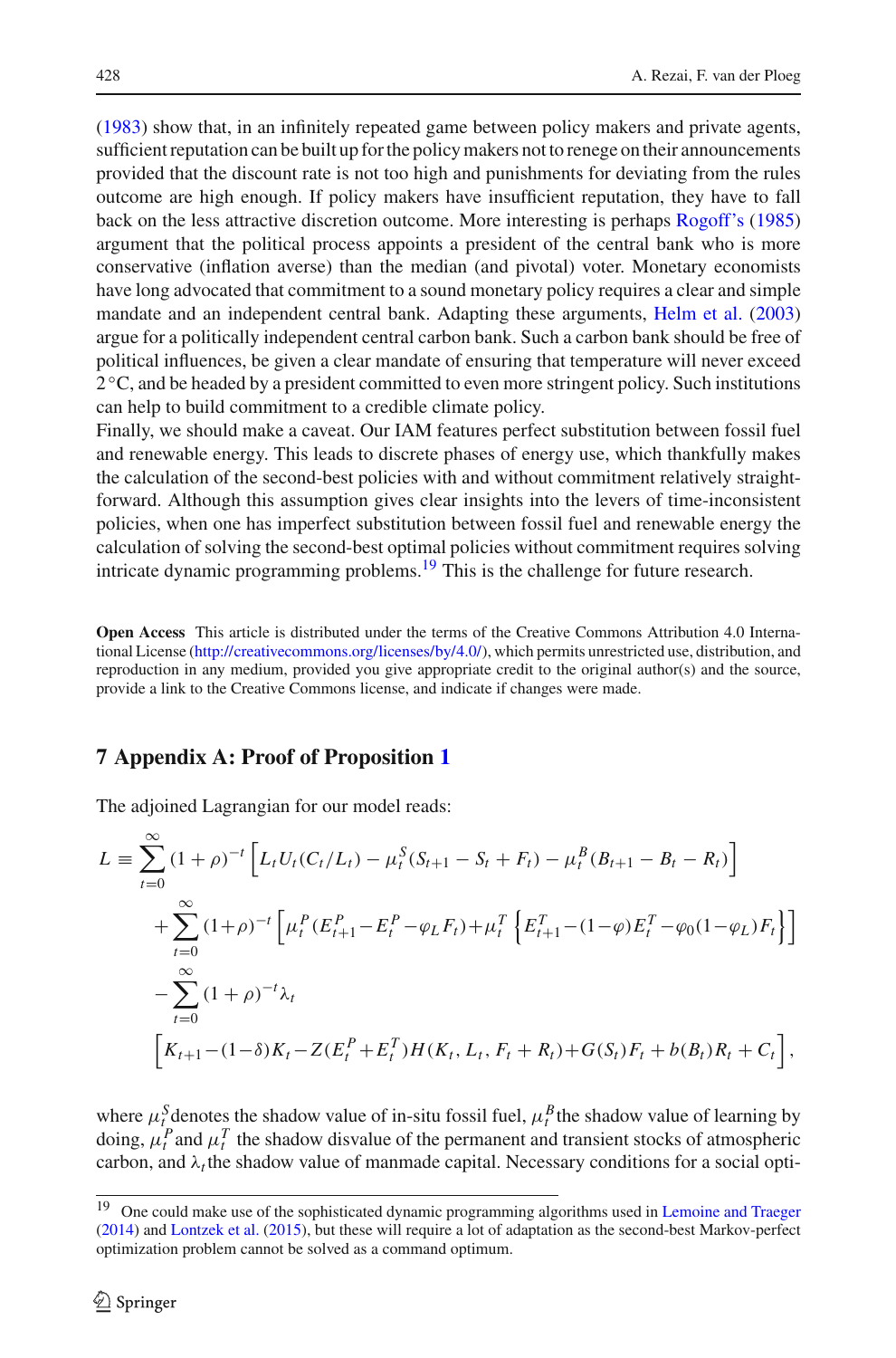(1983) show that, in an infinitely repeated game between policy makers and private agents, sufficient reputation can be built up for the policy makers not to renege on their announcements provided that the discount rate is not too high and punishments for deviating from the rules outcome are high enough. If policy makers have insufficient reputation, they have to fall back on the less attractive discretion outcome. More interesting is perhaps Rogoff's (1985) argument that the political process appoints a president of the central bank who is more conservative (inflation averse) than the median (and pivotal) voter. Monetary economists have long advocated that commitment to a sound monetary policy requires a clear and simple mandate and an independent central bank. Adapting these arguments, Helm et al. (2003) argue for a politically independent central carbon bank. Such a carbon bank should be free of political influences, be given a clear mandate of ensuring that temperature will never exceed 2 °C, and be headed by a president committed to even more stringent policy. Such institutions can help to build commitment to a credible climate policy.

Finally, we should make a caveat. Our IAM features perfect substitution between fossil fuel and renewable energy. This leads to discrete phases of energy use, which thankfully makes the calculation of the second-best policies with and without commitment relatively straightforward. Although this assumption gives clear insights into the levers of time-inconsistent policies, when one has imperfect substitution between fossil fuel and renewable energy the calculation of solving the second-best optimal policies without commitment requires solving intricate dynamic programming problems.[19] This is the challenge for future research.

**Open Access** This article is distributed under the terms of the Creative Commons Attribution 4.0 International License (http://creativecommons.org/licenses/by/4.0/), which permits unrestricted use, distribution, and reproduction in any medium, provided you give appropriate credit to the original author(s) and the source, provide a link to the Creative Commons license, and indicate if changes were made.

## 7 Appendix A: Proof of Proposition 1

The adjoined Lagrangian for our model reads:

$$
\begin{aligned}
L \equiv & \sum_{t=0}^{\infty} (1+\rho)^{-t} \Big[ L_t U_t(C_t/L_t) - \mu_t^S (S_{t+1} - S_t + F_t) - \mu_t^B (B_{t+1} - B_t - R_t) \Big] \\
& + \sum_{t=0}^{\infty} (1+\rho)^{-t} \Big[ \mu_t^P (E_{t+1}^P - E_t^P - \varphi_L F_t) + \mu_t^T \Big\{ E_{t+1}^T - (1-\varphi) E_t^T - \varphi_0 (1-\varphi_L) F_t \Big\} \Big] \\
& - \sum_{t=0}^{\infty} (1+\rho)^{-t} \lambda_t \\
& \Big[ K_{t+1} - (1-\delta) K_t - Z(E_t^P + E_t^T) H(K_t, L_t, F_t + R_t) + G(S_t) F_t + b(B_t) R_t + C_t \Big],
\end{aligned}
$$

where $\mu_t^S$ denotes the shadow value of in-situ fossil fuel, $\mu_t^B$ the shadow value of learning by doing, $\mu_t^P$ and $\mu_t^T$ the shadow disvalue of the permanent and transient stocks of atmospheric carbon, and $\lambda_t$ the shadow value of manmade capital. Necessary conditions for a social opti-

[19] One could make use of the sophisticated dynamic programming algorithms used in Lemoine and Traeger (2014) and Lontzek et al. (2015), but these will require a lot of adaptation as the second-best Markov-perfect optimization problem cannot be solved as a command optimum.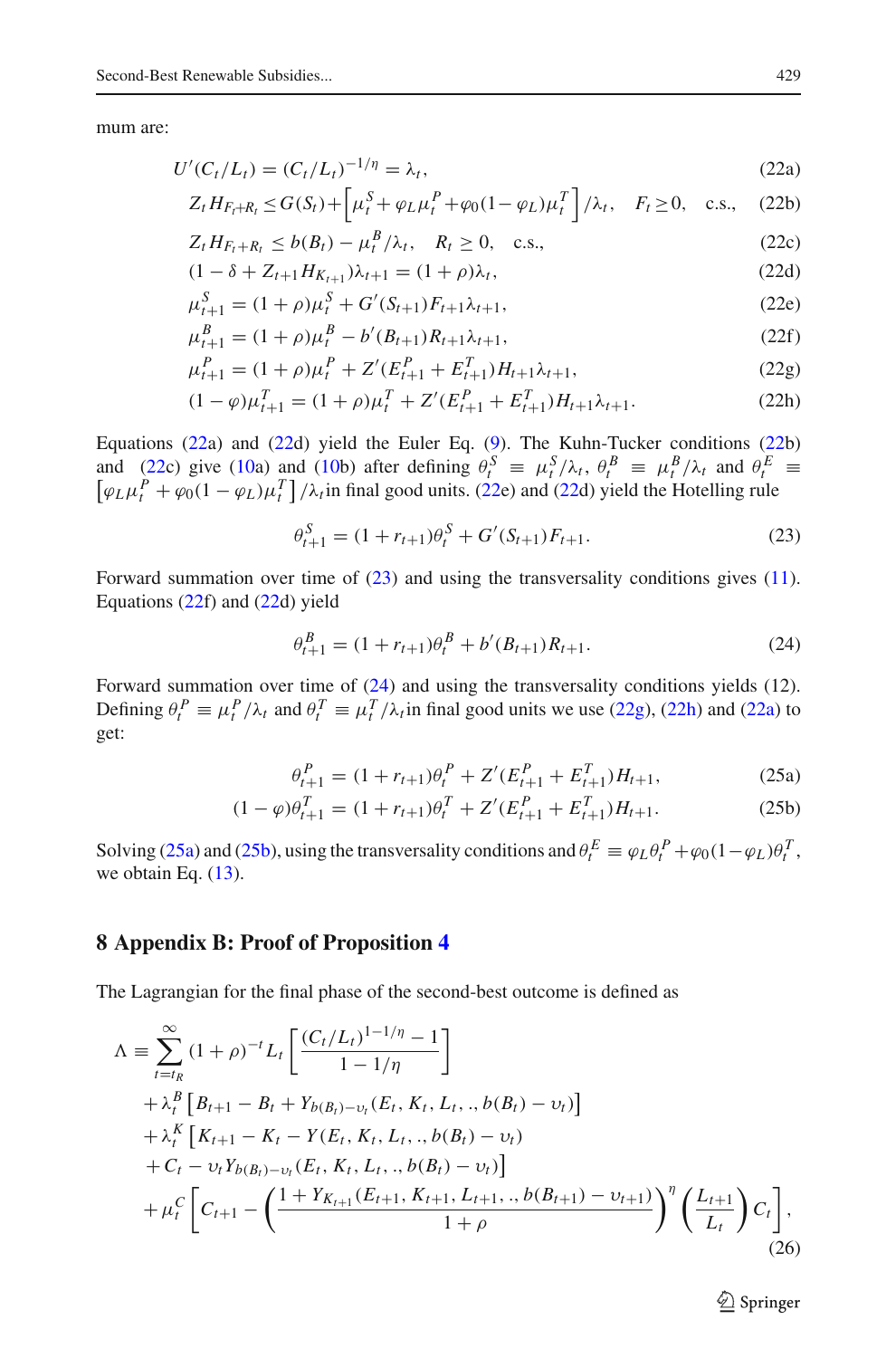mum are:

$$U'(C_t/L_t) = (C_t/L_t)^{-1/\eta} = \lambda_t, \tag{22a}$$

$$Z_t H_{F_t+R_t} \leq G(S_t) + \left[\mu_t^S + \varphi_L \mu_t^P + \varphi_0 (1-\varphi_L)\mu_t^T\right]/\lambda_t, \quad F_t \geq 0, \quad \text{c.s.}, \tag{22b}$$

$$Z_t H_{F_t+R_t} \leq b(B_t) - \mu_t^B/\lambda_t, \quad R_t \geq 0, \quad \text{c.s.}, \tag{22c}$$

$$(1-\delta + Z_{t+1} H_{K_{t+1}})\lambda_{t+1} = (1+\rho)\lambda_t, \tag{22d}$$

$$\mu_{t+1}^S = (1+\rho)\mu_t^S + G'(S_{t+1}) F_{t+1} \lambda_{t+1}, \tag{22e}$$

$$\mu_{t+1}^B = (1+\rho)\mu_t^B - b'(B_{t+1}) R_{t+1} \lambda_{t+1}, \tag{22f}$$

$$\mu_{t+1}^P = (1+\rho)\mu_t^P + Z'(E_{t+1}^P + E_{t+1}^T) H_{t+1} \lambda_{t+1}, \tag{22g}$$

$$(1-\varphi)\mu_{t+1}^T = (1+\rho)\mu_t^T + Z'(E_{t+1}^P + E_{t+1}^T) H_{t+1} \lambda_{t+1}. \tag{22h}$$

Equations (22a) and (22d) yield the Euler Eq. (9). The Kuhn-Tucker conditions (22b) and (22c) give (10a) and (10b) after defining $\theta_t^S \equiv \mu_t^S/\lambda_t$, $\theta_t^B \equiv \mu_t^B/\lambda_t$ and $\theta_t^E \equiv \left[\varphi_L \mu_t^P + \varphi_0(1-\varphi_L)\mu_t^T\right]/\lambda_t$ in final good units. (22e) and (22d) yield the Hotelling rule

$$\theta_{t+1}^S = (1+r_{t+1})\theta_t^S + G'(S_{t+1}) F_{t+1}. \tag{23}$$

Forward summation over time of (23) and using the transversality conditions gives (11). Equations (22f) and (22d) yield

$$\theta_{t+1}^B = (1+r_{t+1})\theta_t^B + b'(B_{t+1}) R_{t+1}. \tag{24}$$

Forward summation over time of (24) and using the transversality conditions yields (12). Defining $\theta_t^P \equiv \mu_t^P/\lambda_t$ and $\theta_t^T \equiv \mu_t^T/\lambda_t$ in final good units we use (22g), (22h) and (22a) to get:

$$\theta_{t+1}^P = (1+r_{t+1})\theta_t^P + Z'(E_{t+1}^P + E_{t+1}^T) H_{t+1}, \tag{25a}$$

$$(1-\varphi)\theta_{t+1}^T = (1+r_{t+1})\theta_t^T + Z'(E_{t+1}^P + E_{t+1}^T) H_{t+1}. \tag{25b}$$

Solving (25a) and (25b), using the transversality conditions and $\theta_t^E \equiv \varphi_L \theta_t^P + \varphi_0(1-\varphi_L)\theta_t^T$, we obtain Eq. (13).

## 8 Appendix B: Proof of Proposition 4

The Lagrangian for the final phase of the second-best outcome is defined as

$$\begin{aligned}
\Lambda \equiv \sum_{t=t_R}^{\infty} & (1+\rho)^{-t} L_t \left[\frac{(C_t/L_t)^{1-1/\eta} - 1}{1-1/\eta}\right] \\
& + \lambda_t^B \left[B_{t+1} - B_t + Y_{b(B_t)-\upsilon_t}(E_t, K_t, L_t, ., b(B_t) - \upsilon_t)\right] \\
& + \lambda_t^K \left[K_{t+1} - K_t - Y(E_t, K_t, L_t, ., b(B_t) - \upsilon_t)\right. \\
& \left. + C_t - \upsilon_t Y_{b(B_t)-\upsilon_t}(E_t, K_t, L_t, ., b(B_t) - \upsilon_t)\right] \\
& + \mu_t^C \left[C_{t+1} - \left(\frac{1 + Y_{K_{t+1}}(E_{t+1}, K_{t+1}, L_{t+1}, ., b(B_{t+1}) - \upsilon_{t+1})}{1+\rho}\right)^{\eta} \left(\frac{L_{t+1}}{L_t}\right) C_t\right],
\end{aligned} \tag{26}$$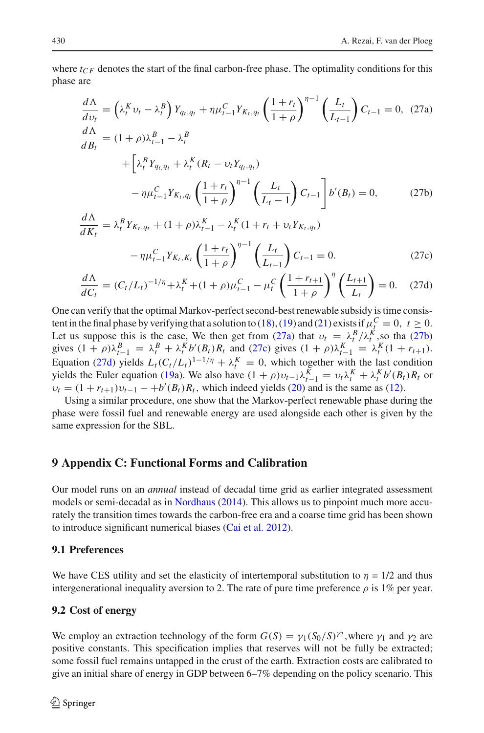where $t_{CF}$ denotes the start of the final carbon-free phase. The optimality conditions for this phase are

$$\frac{d\Lambda}{d\upsilon_t} = \left(\lambda_t^K \upsilon_t - \lambda_t^B\right) Y_{q_t,q_t} + \eta \mu_{t-1}^C Y_{K_t,q_t} \left(\frac{1+r_t}{1+\rho}\right)^{\eta-1} \left(\frac{L_t}{L_{t-1}}\right) C_{t-1} = 0, \quad \text{(27a)}$$

$$\begin{aligned} \frac{d\Lambda}{dB_t} &= (1+\rho)\lambda_{t-1}^B - \lambda_t^B \\ &\quad + \Big[\lambda_t^B Y_{q_t,q_t} + \lambda_t^K (R_t - \upsilon_t Y_{q_t,q_t}) \\ &\quad - \eta \mu_{t-1}^C Y_{K_t,q_t} \left(\frac{1+r_t}{1+\rho}\right)^{\eta-1} \left(\frac{L_t}{L_t - 1}\right) C_{t-1}\Big] b'(B_t) = 0, \end{aligned} \quad \text{(27b)}$$

$$\begin{aligned} \frac{d\Lambda}{dK_t} &= \lambda_t^B Y_{K_t,q_t} + (1+\rho)\lambda_{t-1}^K - \lambda_t^K (1 + r_t + \upsilon_t Y_{K_t,q_t}) \\ &\quad - \eta \mu_{t-1}^C Y_{K_t,K_t} \left(\frac{1+r_t}{1+\rho}\right)^{\eta-1} \left(\frac{L_t}{L_{t-1}}\right) C_{t-1} = 0. \end{aligned} \quad \text{(27c)}$$

$$\frac{d\Lambda}{dC_t} = (C_t/L_t)^{-1/\eta} + \lambda_t^K + (1+\rho)\mu_{t-1}^C - \mu_t^C \left(\frac{1+r_{t+1}}{1+\rho}\right)^{\eta} \left(\frac{L_{t+1}}{L_t}\right) = 0. \quad \text{(27d)}$$

One can verify that the optimal Markov-perfect second-best renewable subsidy is time consistent in the final phase by verifying that a solution to (18), (19) and (21) exists if $\mu_t^C = 0, \ t \geq 0$. Let us suppose this is the case, We then get from (27a) that $\upsilon_t = \lambda_t^B / \lambda_t^K$,so tha (27b) gives $(1+\rho)\lambda_{t-1}^B = \lambda_t^B + \lambda_t^K b'(B_t) R_t$ and (27c) gives $(1+\rho)\lambda_{t-1}^K = \lambda_t^K (1 + r_{t+1})$. Equation (27d) yields $L_t (C_t/L_t)^{1-1/\eta} + \lambda_t^K = 0$, which together with the last condition yields the Euler equation (19a). We also have $(1+\rho)\upsilon_{t-1}\lambda_{t-1}^K = \upsilon_t \lambda_t^K + \lambda_t^K b'(B_t) R_t$ or $\upsilon_t = (1 + r_{t+1})\upsilon_{t-1} - +b'(B_t) R_t$, which indeed yields (20) and is the same as (12).

Using a similar procedure, one show that the Markov-perfect renewable phase during the phase were fossil fuel and renewable energy are used alongside each other is given by the same expression for the SBL.

## 9 Appendix C: Functional Forms and Calibration

Our model runs on an *annual* instead of decadal time grid as earlier integrated assessment models or semi-decadal as in Nordhaus (2014). This allows us to pinpoint much more accurately the transition times towards the carbon-free era and a coarse time grid has been shown to introduce significant numerical biases (Cai et al. 2012).

### 9.1 Preferences

We have CES utility and set the elasticity of intertemporal substitution to $\eta$ = 1/2 and thus intergenerational inequality aversion to 2. The rate of pure time preference $\rho$ is 1% per year.

### 9.2 Cost of energy

We employ an extraction technology of the form $G(S) = \gamma_1 (S_0/S)^{\gamma_2}$,where $\gamma_1$ and $\gamma_2$ are positive constants. This specification implies that reserves will not be fully be extracted; some fossil fuel remains untapped in the crust of the earth. Extraction costs are calibrated to give an initial share of energy in GDP between 6–7% depending on the policy scenario. This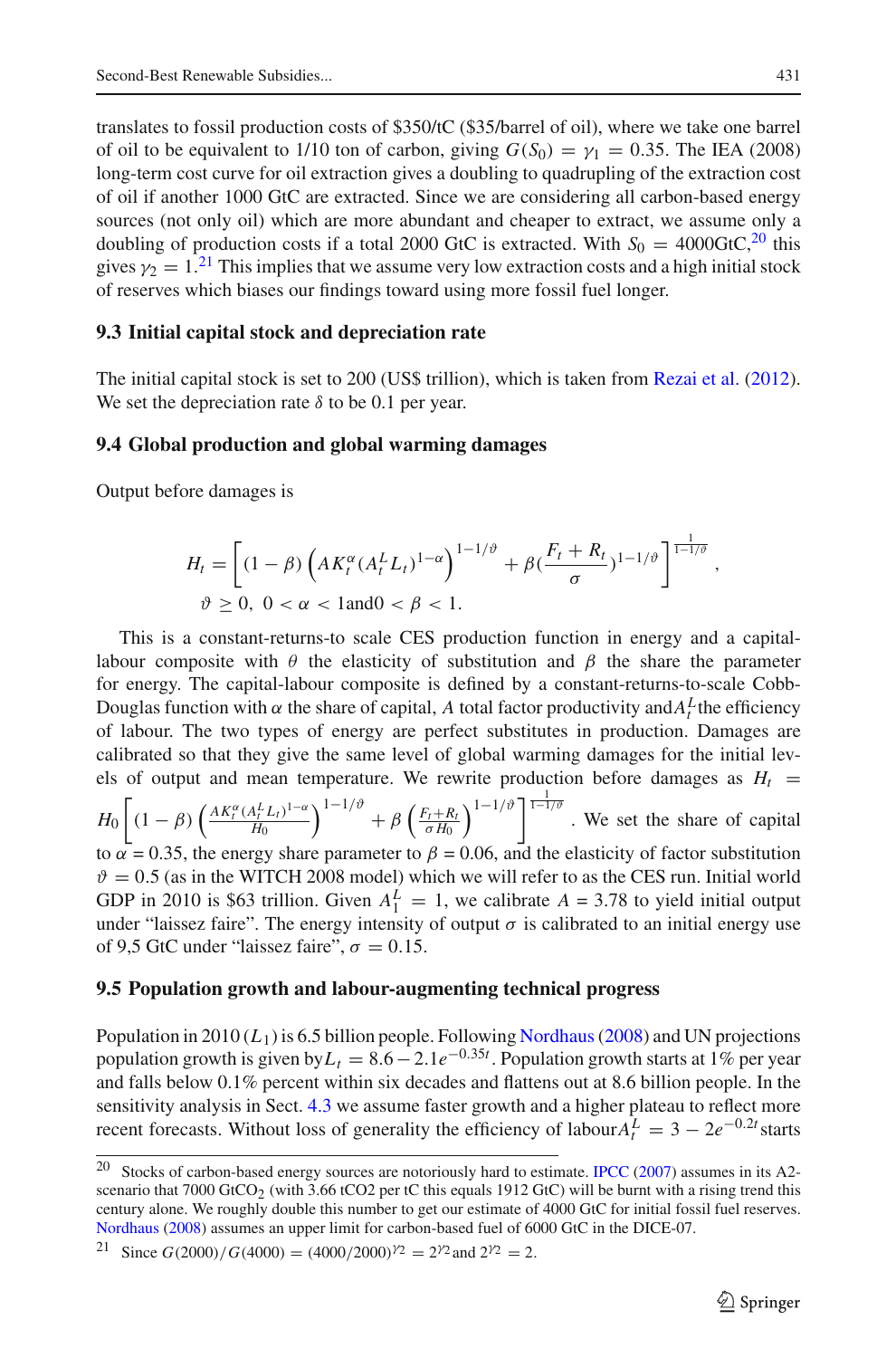translates to fossil production costs of \$350/tC (\$35/barrel of oil), where we take one barrel of oil to be equivalent to 1/10 ton of carbon, giving $G(S_0) = \gamma_1 = 0.35$. The IEA (2008) long-term cost curve for oil extraction gives a doubling to quadrupling of the extraction cost of oil if another 1000 GtC are extracted. Since we are considering all carbon-based energy sources (not only oil) which are more abundant and cheaper to extract, we assume only a doubling of production costs if a total 2000 GtC is extracted. With $S_0 = 4000$GtC,[20] this gives $\gamma_2 = 1$.[21] This implies that we assume very low extraction costs and a high initial stock of reserves which biases our findings toward using more fossil fuel longer.

### 9.3 Initial capital stock and depreciation rate

The initial capital stock is set to 200 (US\$ trillion), which is taken from Rezai et al. (2012). We set the depreciation rate $\delta$ to be 0.1 per year.

### 9.4 Global production and global warming damages

Output before damages is

$$H_t = \left[ (1-\beta) \left( AK_t^{\alpha} (A_t^L L_t)^{1-\alpha} \right)^{1-1/\vartheta} + \beta (\frac{F_t + R_t}{\sigma})^{1-1/\vartheta} \right]^{\frac{1}{1-1/\vartheta}},$$
$$\vartheta \geq 0,\ 0 < \alpha < 1 \text{and} 0 < \beta < 1.$$

This is a constant-returns-to scale CES production function in energy and a capital-labour composite with $\theta$ the elasticity of substitution and $\beta$ the share the parameter for energy. The capital-labour composite is defined by a constant-returns-to-scale Cobb-Douglas function with $\alpha$ the share of capital, $A$ total factor productivity and $A_t^L$ the efficiency of labour. The two types of energy are perfect substitutes in production. Damages are calibrated so that they give the same level of global warming damages for the initial levels of output and mean temperature. We rewrite production before damages as $H_t = H_0 \left[ (1-\beta) \left( \frac{AK_t^{\alpha}(A_t^L L_t)^{1-\alpha}}{H_0} \right)^{1-1/\vartheta} + \beta \left( \frac{F_t + R_t}{\sigma H_0} \right)^{1-1/\vartheta} \right]^{\frac{1}{1-1/\vartheta}}$. We set the share of capital to $\alpha = 0.35$, the energy share parameter to $\beta = 0.06$, and the elasticity of factor substitution $\vartheta = 0.5$ (as in the WITCH 2008 model) which we will refer to as the CES run. Initial world GDP in 2010 is \$63 trillion. Given $A_1^L = 1$, we calibrate $A = 3.78$ to yield initial output under "laissez faire". The energy intensity of output $\sigma$ is calibrated to an initial energy use of 9,5 GtC under "laissez faire", $\sigma = 0.15$.

### 9.5 Population growth and labour-augmenting technical progress

Population in 2010 ($L_1$) is 6.5 billion people. Following Nordhaus (2008) and UN projections population growth is given by $L_t = 8.6 - 2.1e^{-0.35t}$. Population growth starts at 1% per year and falls below 0.1% percent within six decades and flattens out at 8.6 billion people. In the sensitivity analysis in Sect. 4.3 we assume faster growth and a higher plateau to reflect more recent forecasts. Without loss of generality the efficiency of labour $A_t^L = 3 - 2e^{-0.2t}$ starts

[20] Stocks of carbon-based energy sources are notoriously hard to estimate. IPCC (2007) assumes in its A2-scenario that 7000 $GtCO_2$ (with 3.66 $tCO_2$ per tC this equals 1912 GtC) will be burnt with a rising trend this century alone. We roughly double this number to get our estimate of 4000 GtC for initial fossil fuel reserves. Nordhaus (2008) assumes an upper limit for carbon-based fuel of 6000 GtC in the DICE-07.

[21] Since $G(2000)/G(4000) = (4000/2000)^{\gamma_2} = 2^{\gamma_2}$ and $2^{\gamma_2} = 2$.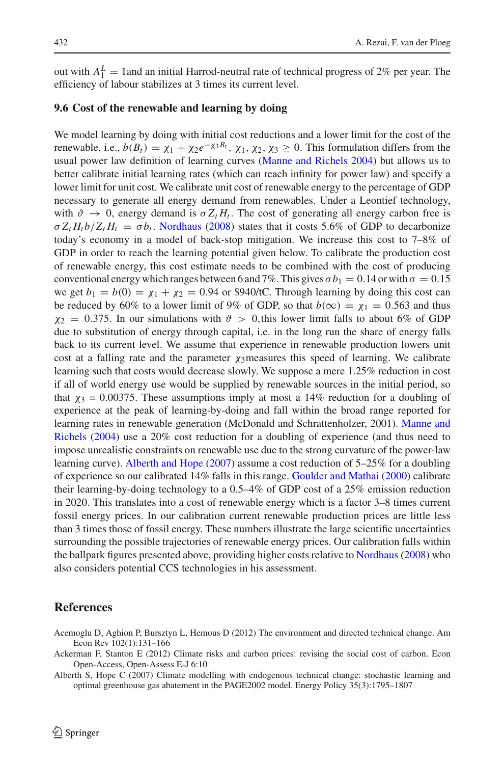out with $A_1^L = 1$and an initial Harrod-neutral rate of technical progress of 2% per year. The efficiency of labour stabilizes at 3 times its current level.

### 9.6 Cost of the renewable and learning by doing

We model learning by doing with initial cost reductions and a lower limit for the cost of the renewable, i.e., $b(B_t) = \chi_1 + \chi_2 e^{-\chi_3 B_t}$, $\chi_1, \chi_2, \chi_3 \geq 0$. This formulation differs from the usual power law definition of learning curves (Manne and Richels 2004) but allows us to better calibrate initial learning rates (which can reach infinity for power law) and specify a lower limit for unit cost. We calibrate unit cost of renewable energy to the percentage of GDP necessary to generate all energy demand from renewables. Under a Leontief technology, with $\vartheta \to 0$, energy demand is $\sigma Z_t H_t$. The cost of generating all energy carbon free is $\sigma Z_t H_t b / Z_t H_t = \sigma b_t$. Nordhaus (2008) states that it costs 5.6% of GDP to decarbonize today's economy in a model of back-stop mitigation. We increase this cost to 7–8% of GDP in order to reach the learning potential given below. To calibrate the production cost of renewable energy, this cost estimate needs to be combined with the cost of producing conventional energy which ranges between 6 and 7%. This gives $\sigma b_1 = 0.14$ or with $\sigma = 0.15$ we get $b_1 = b(0) = \chi_1 + \chi_2 = 0.94$ or $940/tC. Through learning by doing this cost can be reduced by 60% to a lower limit of 9% of GDP, so that $b(\infty) = \chi_1 = 0.563$ and thus $\chi_2 = 0.375$. In our simulations with $\vartheta > 0$,this lower limit falls to about 6% of GDP due to substitution of energy through capital, i.e. in the long run the share of energy falls back to its current level. We assume that experience in renewable production lowers unit cost at a falling rate and the parameter $\chi_3$measures this speed of learning. We calibrate learning such that costs would decrease slowly. We suppose a mere 1.25% reduction in cost if all of world energy use would be supplied by renewable sources in the initial period, so that $\chi_3 = 0.00375$. These assumptions imply at most a 14% reduction for a doubling of experience at the peak of learning-by-doing and fall within the broad range reported for learning rates in renewable generation (McDonald and Schrattenholzer, 2001). Manne and Richels (2004) use a 20% cost reduction for a doubling of experience (and thus need to impose unrealistic constraints on renewable use due to the strong curvature of the power-law learning curve). Alberth and Hope (2007) assume a cost reduction of 5–25% for a doubling of experience so our calibrated 14% falls in this range. Goulder and Mathai (2000) calibrate their learning-by-doing technology to a 0.5–4% of GDP cost of a 25% emission reduction in 2020. This translates into a cost of renewable energy which is a factor 3–8 times current fossil energy prices. In our calibration current renewable production prices are little less than 3 times those of fossil energy. These numbers illustrate the large scientific uncertainties surrounding the possible trajectories of renewable energy prices. Our calibration falls within the ballpark figures presented above, providing higher costs relative to Nordhaus (2008) who also considers potential CCS technologies in his assessment.

## References

Acemoglu D, Aghion P, Bursztyn L, Hemous D (2012) The environment and directed technical change. Am Econ Rev 102(1):131–166

Ackerman F, Stanton E (2012) Climate risks and carbon prices: revising the social cost of carbon. Econ Open-Access, Open-Assess E-J 6:10

Alberth S, Hope C (2007) Climate modelling with endogenous technical change: stochastic learning and optimal greenhouse gas abatement in the PAGE2002 model. Energy Policy 35(3):1795–1807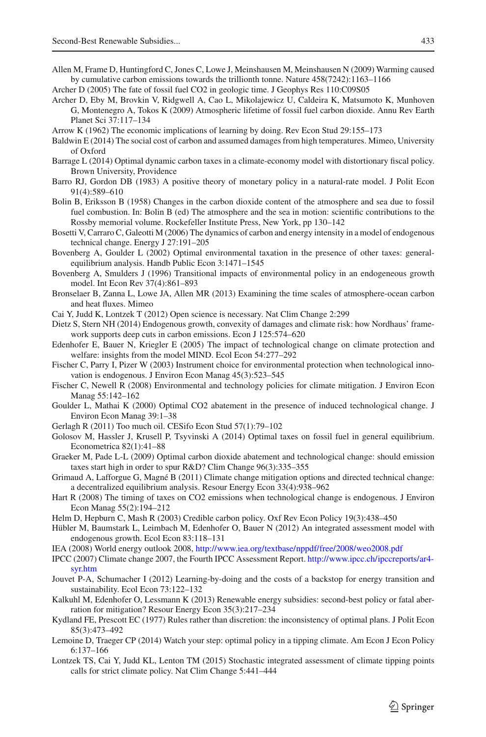Allen M, Frame D, Huntingford C, Jones C, Lowe J, Meinshausen M, Meinshausen N (2009) Warming caused by cumulative carbon emissions towards the trillionth tonne. Nature 458(7242):1163–1166

Archer D (2005) The fate of fossil fuel CO2 in geologic time. J Geophys Res 110:C09S05

Archer D, Eby M, Brovkin V, Ridgwell A, Cao L, Mikolajewicz U, Caldeira K, Matsumoto K, Munhoven G, Montenegro A, Tokos K (2009) Atmospheric lifetime of fossil fuel carbon dioxide. Annu Rev Earth Planet Sci 37:117–134

Arrow K (1962) The economic implications of learning by doing. Rev Econ Stud 29:155–173

Baldwin E (2014) The social cost of carbon and assumed damages from high temperatures. Mimeo, University of Oxford

Barrage L (2014) Optimal dynamic carbon taxes in a climate-economy model with distortionary fiscal policy. Brown University, Providence

Barro RJ, Gordon DB (1983) A positive theory of monetary policy in a natural-rate model. J Polit Econ 91(4):589–610

Bolin B, Eriksson B (1958) Changes in the carbon dioxide content of the atmosphere and sea due to fossil fuel combustion. In: Bolin B (ed) The atmosphere and the sea in motion: scientific contributions to the Rossby memorial volume. Rockefeller Institute Press, New York, pp 130–142

Bosetti V, Carraro C, Galeotti M (2006) The dynamics of carbon and energy intensity in a model of endogenous technical change. Energy J 27:191–205

Bovenberg A, Goulder L (2002) Optimal environmental taxation in the presence of other taxes: general-equilibrium analysis. Handb Public Econ 3:1471–1545

Bovenberg A, Smulders J (1996) Transitional impacts of environmental policy in an endogeneous growth model. Int Econ Rev 37(4):861–893

Bronselaer B, Zanna L, Lowe JA, Allen MR (2013) Examining the time scales of atmosphere-ocean carbon and heat fluxes. Mimeo

Cai Y, Judd K, Lontzek T (2012) Open science is necessary. Nat Clim Change 2:299

Dietz S, Stern NH (2014) Endogenous growth, convexity of damages and climate risk: how Nordhaus' framework supports deep cuts in carbon emissions. Econ J 125:574–620

Edenhofer E, Bauer N, Kriegler E (2005) The impact of technological change on climate protection and welfare: insights from the model MIND. Ecol Econ 54:277–292

Fischer C, Parry I, Pizer W (2003) Instrument choice for environmental protection when technological innovation is endogenous. J Environ Econ Manag 45(3):523–545

Fischer C, Newell R (2008) Environmental and technology policies for climate mitigation. J Environ Econ Manag 55:142–162

Goulder L, Mathai K (2000) Optimal CO2 abatement in the presence of induced technological change. J Environ Econ Manag 39:1–38

Gerlagh R (2011) Too much oil. CESifo Econ Stud 57(1):79–102

Golosov M, Hassler J, Krusell P, Tsyvinski A (2014) Optimal taxes on fossil fuel in general equilibrium. Econometrica 82(1):41–88

Graeker M, Pade L-L (2009) Optimal carbon dioxide abatement and technological change: should emission taxes start high in order to spur R&D? Clim Change 96(3):335–355

Grimaud A, Lafforgue G, Magné B (2011) Climate change mitigation options and directed technical change: a decentralized equilibrium analysis. Resour Energy Econ 33(4):938–962

Hart R (2008) The timing of taxes on CO2 emissions when technological change is endogenous. J Environ Econ Manag 55(2):194–212

Helm D, Hepburn C, Mash R (2003) Credible carbon policy. Oxf Rev Econ Policy 19(3):438–450

Hübler M, Baumstark L, Leimbach M, Edenhofer O, Bauer N (2012) An integrated assessment model with endogenous growth. Ecol Econ 83:118–131

IEA (2008) World energy outlook 2008, http://www.iea.org/textbase/nppdf/free/2008/weo2008.pdf

IPCC (2007) Climate change 2007, the Fourth IPCC Assessment Report. http://www.ipcc.ch/ipccreports/ar4-syr.htm

Jouvet P-A, Schumacher I (2012) Learning-by-doing and the costs of a backstop for energy transition and sustainability. Ecol Econ 73:122–132

Kalkuhl M, Edenhofer O, Lessmann K (2013) Renewable energy subsidies: second-best policy or fatal aberration for mitigation? Resour Energy Econ 35(3):217–234

Kydland FE, Prescott EC (1977) Rules rather than discretion: the inconsistency of optimal plans. J Polit Econ 85(3):473–492

Lemoine D, Traeger CP (2014) Watch your step: optimal policy in a tipping climate. Am Econ J Econ Policy 6:137–166

Lontzek TS, Cai Y, Judd KL, Lenton TM (2015) Stochastic integrated assessment of climate tipping points calls for strict climate policy. Nat Clim Change 5:441–444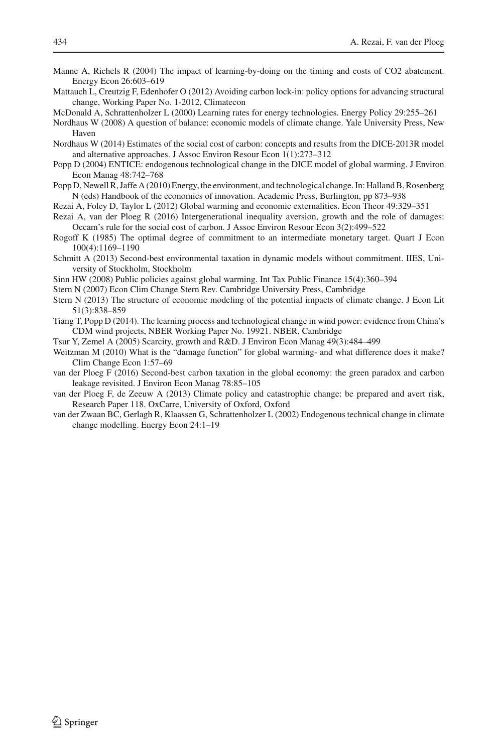Manne A, Richels R (2004) The impact of learning-by-doing on the timing and costs of CO2 abatement. Energy Econ 26:603–619

Mattauch L, Creutzig F, Edenhofer O (2012) Avoiding carbon lock-in: policy options for advancing structural change, Working Paper No. 1-2012, Climatecon

McDonald A, Schrattenholzer L (2000) Learning rates for energy technologies. Energy Policy 29:255–261

Nordhaus W (2008) A question of balance: economic models of climate change. Yale University Press, New Haven

Nordhaus W (2014) Estimates of the social cost of carbon: concepts and results from the DICE-2013R model and alternative approaches. J Assoc Environ Resour Econ 1(1):273–312

Popp D (2004) ENTICE: endogenous technological change in the DICE model of global warming. J Environ Econ Manag 48:742–768

Popp D, Newell R, Jaffe A (2010) Energy, the environment, and technological change. In: Halland B, Rosenberg N (eds) Handbook of the economics of innovation. Academic Press, Burlington, pp 873–938

Rezai A, Foley D, Taylor L (2012) Global warming and economic externalities. Econ Theor 49:329–351

Rezai A, van der Ploeg R (2016) Intergenerational inequality aversion, growth and the role of damages: Occam's rule for the social cost of carbon. J Assoc Environ Resour Econ 3(2):499–522

Rogoff K (1985) The optimal degree of commitment to an intermediate monetary target. Quart J Econ 100(4):1169–1190

Schmitt A (2013) Second-best environmental taxation in dynamic models without commitment. IIES, University of Stockholm, Stockholm

Sinn HW (2008) Public policies against global warming. Int Tax Public Finance 15(4):360–394

Stern N (2007) Econ Clim Change Stern Rev. Cambridge University Press, Cambridge

Stern N (2013) The structure of economic modeling of the potential impacts of climate change. J Econ Lit 51(3):838–859

Tiang T, Popp D (2014). The learning process and technological change in wind power: evidence from China's CDM wind projects, NBER Working Paper No. 19921. NBER, Cambridge

Tsur Y, Zemel A (2005) Scarcity, growth and R&D. J Environ Econ Manag 49(3):484–499

Weitzman M (2010) What is the "damage function" for global warming- and what difference does it make? Clim Change Econ 1:57–69

van der Ploeg F (2016) Second-best carbon taxation in the global economy: the green paradox and carbon leakage revisited. J Environ Econ Manag 78:85–105

van der Ploeg F, de Zeeuw A (2013) Climate policy and catastrophic change: be prepared and avert risk, Research Paper 118. OxCarre, University of Oxford, Oxford

van der Zwaan BC, Gerlagh R, Klaassen G, Schrattenholzer L (2002) Endogenous technical change in climate change modelling. Energy Econ 24:1–19